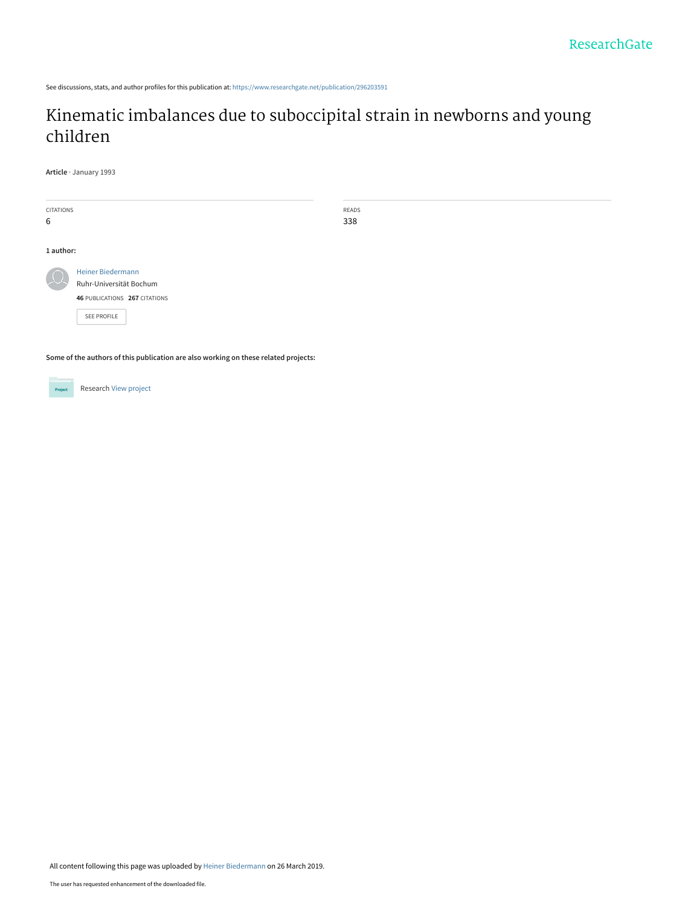See discussions, stats, and author profiles for this publication at: https://www.researchgate.net/publication/296203591

# Kinematic imbalances due to suboccipital strain in newborns and young children

**Article** · January 1993

CITATIONS
6

READS
338

**1 author:**

Heiner Biedermann
Ruhr-Universität Bochum
**46** PUBLICATIONS **267** CITATIONS

SEE PROFILE

**Some of the authors of this publication are also working on these related projects:**

Research View project

All content following this page was uploaded by Heiner Biedermann on 26 March 2019.

The user has requested enhancement of the downloaded file.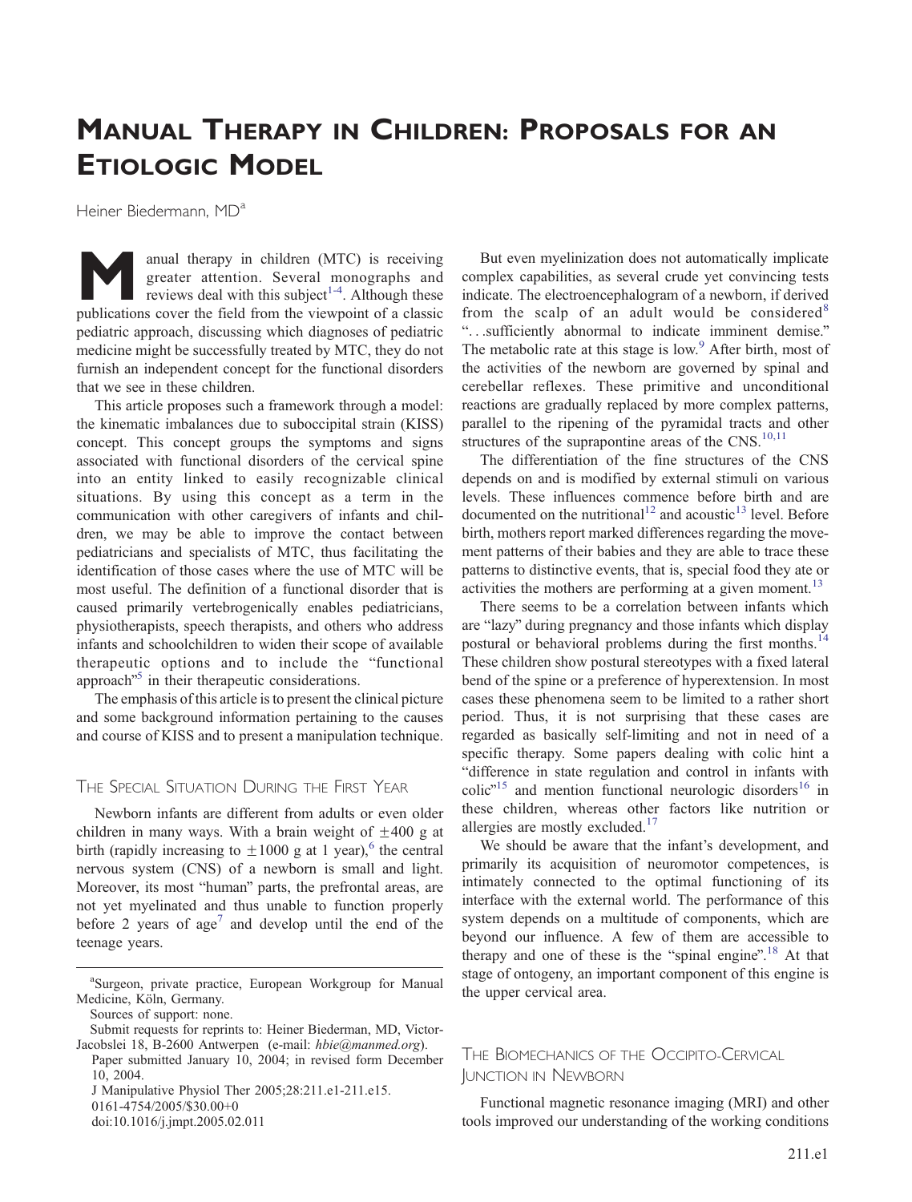# Manual Therapy in Children: Proposals for an Etiologic Model

Heiner Biedermann, MD[a]

Manual therapy in children (MTC) is receiving greater attention. Several monographs and reviews deal with this subject[1-4]. Although these publications cover the field from the viewpoint of a classic pediatric approach, discussing which diagnoses of pediatric medicine might be successfully treated by MTC, they do not furnish an independent concept for the functional disorders that we see in these children.

This article proposes such a framework through a model: the kinematic imbalances due to suboccipital strain (KISS) concept. This concept groups the symptoms and signs associated with functional disorders of the cervical spine into an entity linked to easily recognizable clinical situations. By using this concept as a term in the communication with other caregivers of infants and children, we may be able to improve the contact between pediatricians and specialists of MTC, thus facilitating the identification of those cases where the use of MTC will be most useful. The definition of a functional disorder that is caused primarily vertebrogenically enables pediatricians, physiotherapists, speech therapists, and others who address infants and schoolchildren to widen their scope of available therapeutic options and to include the "functional approach"[5] in their therapeutic considerations.

The emphasis of this article is to present the clinical picture and some background information pertaining to the causes and course of KISS and to present a manipulation technique.

## The Special Situation During the First Year

Newborn infants are different from adults or even older children in many ways. With a brain weight of $\pm 400$ g at birth (rapidly increasing to $\pm 1000$ g at 1 year),[6] the central nervous system (CNS) of a newborn is small and light. Moreover, its most "human" parts, the prefrontal areas, are not yet myelinated and thus unable to function properly before 2 years of age[7] and develop until the end of the teenage years.

But even myelinization does not automatically implicate complex capabilities, as several crude yet convincing tests indicate. The electroencephalogram of a newborn, if derived from the scalp of an adult would be considered[8] "...sufficiently abnormal to indicate imminent demise." The metabolic rate at this stage is low.[9] After birth, most of the activities of the newborn are governed by spinal and cerebellar reflexes. These primitive and unconditional reactions are gradually replaced by more complex patterns, parallel to the ripening of the pyramidal tracts and other structures of the suprapontine areas of the CNS.[10,11]

The differentiation of the fine structures of the CNS depends on and is modified by external stimuli on various levels. These influences commence before birth and are documented on the nutritional[12] and acoustic[13] level. Before birth, mothers report marked differences regarding the movement patterns of their babies and they are able to trace these patterns to distinctive events, that is, special food they ate or activities the mothers are performing at a given moment.[13]

There seems to be a correlation between infants which are "lazy" during pregnancy and those infants which display postural or behavioral problems during the first months.[14] These children show postural stereotypes with a fixed lateral bend of the spine or a preference of hyperextension. In most cases these phenomena seem to be limited to a rather short period. Thus, it is not surprising that these cases are regarded as basically self-limiting and not in need of a specific therapy. Some papers dealing with colic hint a "difference in state regulation and control in infants with colic"[15] and mention functional neurologic disorders[16] in these children, whereas other factors like nutrition or allergies are mostly excluded.[17]

We should be aware that the infant's development, and primarily its acquisition of neuromotor competences, is intimately connected to the optimal functioning of its interface with the external world. The performance of this system depends on a multitude of components, which are beyond our influence. A few of them are accessible to therapy and one of these is the "spinal engine".[18] At that stage of ontogeny, an important component of this engine is the upper cervical area.

## The Biomechanics of the Occipito-Cervical Junction in Newborn

Functional magnetic resonance imaging (MRI) and other tools improved our understanding of the working conditions

---

[a] Surgeon, private practice, European Workgroup for Manual Medicine, Köln, Germany.

Sources of support: none.

Submit requests for reprints to: Heiner Biederman, MD, Victor-Jacobslei 18, B-2600 Antwerpen (e-mail: hbie@manmed.org).

Paper submitted January 10, 2004; in revised form December 10, 2004.

J Manipulative Physiol Ther 2005;28:211.e1-211.e15.

0161-4754/2005/$30.00+0

doi:10.1016/j.jmpt.2005.02.011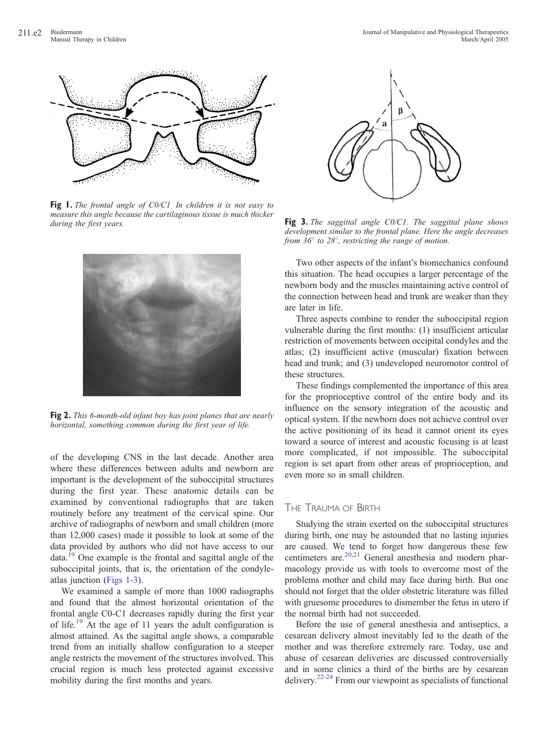**Fig 1.** *The frontal angle of C0/C1. In children it is not easy to measure this angle because the cartilaginous tissue is much thicker during the first years.*

**Fig 2.** *This 6-month-old infant boy has joint planes that are nearly horizontal, something common during the first year of life.*

of the developing CNS in the last decade. Another area where these differences between adults and newborn are important is the development of the suboccipital structures during the first year. These anatomic details can be examined by conventional radiographs that are taken routinely before any treatment of the cervical spine. Our archive of radiographs of newborn and small children (more than 12,000 cases) made it possible to look at some of the data provided by authors who did not have access to our data.[19] One example is the frontal and sagittal angle of the suboccipital joints, that is, the orientation of the condyle-atlas junction (Figs 1-3).

We examined a sample of more than 1000 radiographs and found that the almost horizontal orientation of the frontal angle C0-C1 decreases rapidly during the first year of life.[19] At the age of 11 years the adult configuration is almost attained. As the sagittal angle shows, a comparable trend from an initially shallow configuration to a steeper angle restricts the movement of the structures involved. This crucial region is much less protected against excessive mobility during the first months and years.

**Fig 3.** *The saggittal angle C0/C1. The saggittal plane shows development similar to the frontal plane. Here the angle decreases from 36° to 28°, restricting the range of motion.*

Two other aspects of the infant's biomechanics confound this situation. The head occupies a larger percentage of the newborn body and the muscles maintaining active control of the connection between head and trunk are weaker than they are later in life.

Three aspects combine to render the suboccipital region vulnerable during the first months: (1) insufficient articular restriction of movements between occipital condyles and the atlas; (2) insufficient active (muscular) fixation between head and trunk; and (3) undeveloped neuromotor control of these structures.

These findings complemented the importance of this area for the proprioceptive control of the entire body and its influence on the sensory integration of the acoustic and optical system. If the newborn does not achieve control over the active positioning of its head it cannot orient its eyes toward a source of interest and acoustic focusing is at least more complicated, if not impossible. The suboccipital region is set apart from other areas of proprioception, and even more so in small children.

## The Trauma of Birth

Studying the strain exerted on the suboccipital structures during birth, one may be astounded that no lasting injuries are caused. We tend to forget how dangerous these few centimeters are.[20,21] General anesthesia and modern pharmacology provide us with tools to overcome most of the problems mother and child may face during birth. But one should not forget that the older obstetric literature was filled with gruesome procedures to dismember the fetus in utero if the normal birth had not succeeded.

Before the use of general anesthesia and antiseptics, a cesarean delivery almost inevitably led to the death of the mother and was therefore extremely rare. Today, use and abuse of cesarean deliveries are discussed controversially and in some clinics a third of the births are by cesarean delivery.[22-24] From our viewpoint as specialists of functional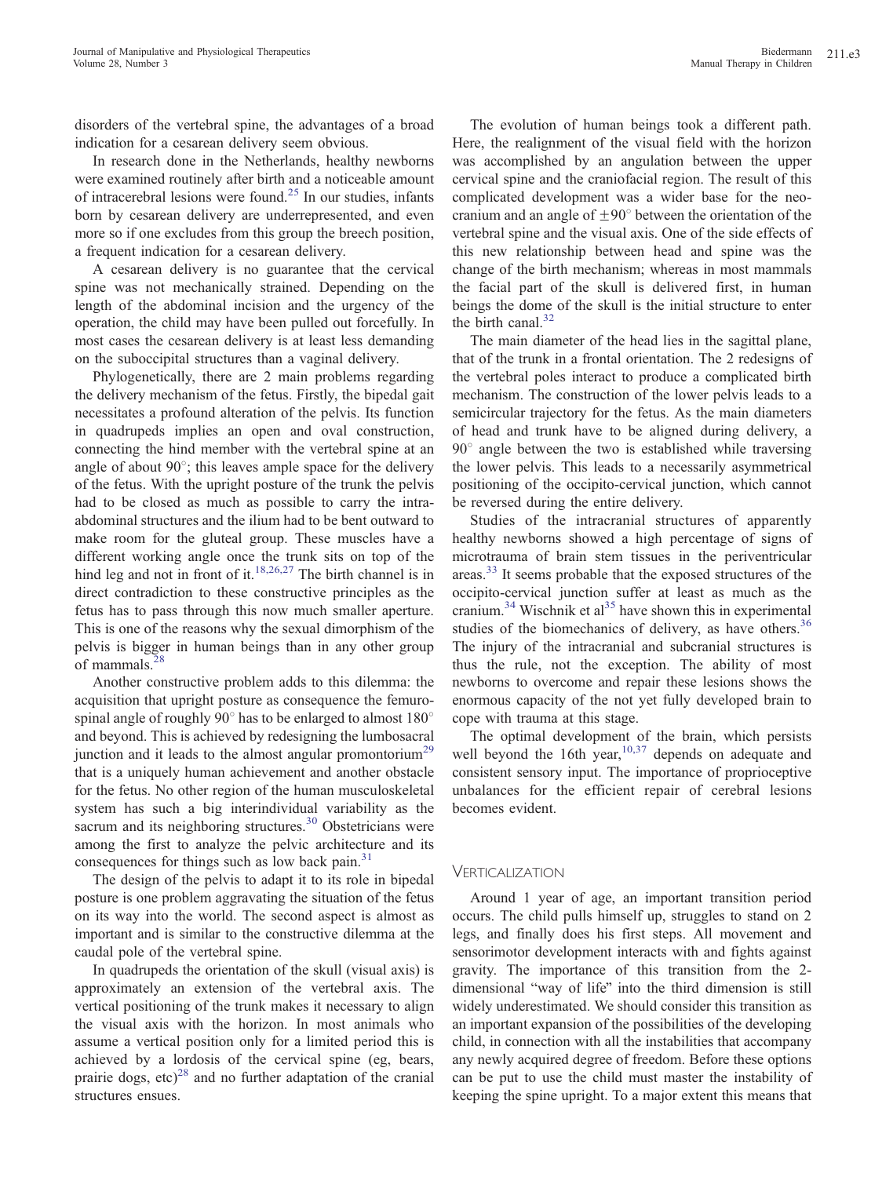disorders of the vertebral spine, the advantages of a broad indication for a cesarean delivery seem obvious.

In research done in the Netherlands, healthy newborns were examined routinely after birth and a noticeable amount of intracerebral lesions were found.[25] In our studies, infants born by cesarean delivery are underrepresented, and even more so if one excludes from this group the breech position, a frequent indication for a cesarean delivery.

A cesarean delivery is no guarantee that the cervical spine was not mechanically strained. Depending on the length of the abdominal incision and the urgency of the operation, the child may have been pulled out forcefully. In most cases the cesarean delivery is at least less demanding on the suboccipital structures than a vaginal delivery.

Phylogenetically, there are 2 main problems regarding the delivery mechanism of the fetus. Firstly, the bipedal gait necessitates a profound alteration of the pelvis. Its function in quadrupeds implies an open and oval construction, connecting the hind member with the vertebral spine at an angle of about 90°; this leaves ample space for the delivery of the fetus. With the upright posture of the trunk the pelvis had to be closed as much as possible to carry the intra-abdominal structures and the ilium had to be bent outward to make room for the gluteal group. These muscles have a different working angle once the trunk sits on top of the hind leg and not in front of it.[18,26,27] The birth channel is in direct contradiction to these constructive principles as the fetus has to pass through this now much smaller aperture. This is one of the reasons why the sexual dimorphism of the pelvis is bigger in human beings than in any other group of mammals.[28]

Another constructive problem adds to this dilemma: the acquisition that upright posture as consequence the femuro-spinal angle of roughly 90° has to be enlarged to almost 180° and beyond. This is achieved by redesigning the lumbosacral junction and it leads to the almost angular promontorium[29] that is a uniquely human achievement and another obstacle for the fetus. No other region of the human musculoskeletal system has such a big interindividual variability as the sacrum and its neighboring structures.[30] Obstetricians were among the first to analyze the pelvic architecture and its consequences for things such as low back pain.[31]

The design of the pelvis to adapt it to its role in bipedal posture is one problem aggravating the situation of the fetus on its way into the world. The second aspect is almost as important and is similar to the constructive dilemma at the caudal pole of the vertebral spine.

In quadrupeds the orientation of the skull (visual axis) is approximately an extension of the vertebral axis. The vertical positioning of the trunk makes it necessary to align the visual axis with the horizon. In most animals who assume a vertical position only for a limited period this is achieved by a lordosis of the cervical spine (eg, bears, prairie dogs, etc)[28] and no further adaptation of the cranial structures ensues.

The evolution of human beings took a different path. Here, the realignment of the visual field with the horizon was accomplished by an angulation between the upper cervical spine and the craniofacial region. The result of this complicated development was a wider base for the neo-cranium and an angle of $\pm 90°$ between the orientation of the vertebral spine and the visual axis. One of the side effects of this new relationship between head and spine was the change of the birth mechanism; whereas in most mammals the facial part of the skull is delivered first, in human beings the dome of the skull is the initial structure to enter the birth canal.[32]

The main diameter of the head lies in the sagittal plane, that of the trunk in a frontal orientation. The 2 redesigns of the vertebral poles interact to produce a complicated birth mechanism. The construction of the lower pelvis leads to a semicircular trajectory for the fetus. As the main diameters of head and trunk have to be aligned during delivery, a 90° angle between the two is established while traversing the lower pelvis. This leads to a necessarily asymmetrical positioning of the occipito-cervical junction, which cannot be reversed during the entire delivery.

Studies of the intracranial structures of apparently healthy newborns showed a high percentage of signs of microtrauma of brain stem tissues in the periventricular areas.[33] It seems probable that the exposed structures of the occipito-cervical junction suffer at least as much as the cranium.[34] Wischnik et al[35] have shown this in experimental studies of the biomechanics of delivery, as have others.[36] The injury of the intracranial and subcranial structures is thus the rule, not the exception. The ability of most newborns to overcome and repair these lesions shows the enormous capacity of the not yet fully developed brain to cope with trauma at this stage.

The optimal development of the brain, which persists well beyond the 16th year,[10,37] depends on adequate and consistent sensory input. The importance of proprioceptive unbalances for the efficient repair of cerebral lesions becomes evident.

## Verticalization

Around 1 year of age, an important transition period occurs. The child pulls himself up, struggles to stand on 2 legs, and finally does his first steps. All movement and sensorimotor development interacts with and fights against gravity. The importance of this transition from the 2-dimensional "way of life" into the third dimension is still widely underestimated. We should consider this transition as an important expansion of the possibilities of the developing child, in connection with all the instabilities that accompany any newly acquired degree of freedom. Before these options can be put to use the child must master the instability of keeping the spine upright. To a major extent this means that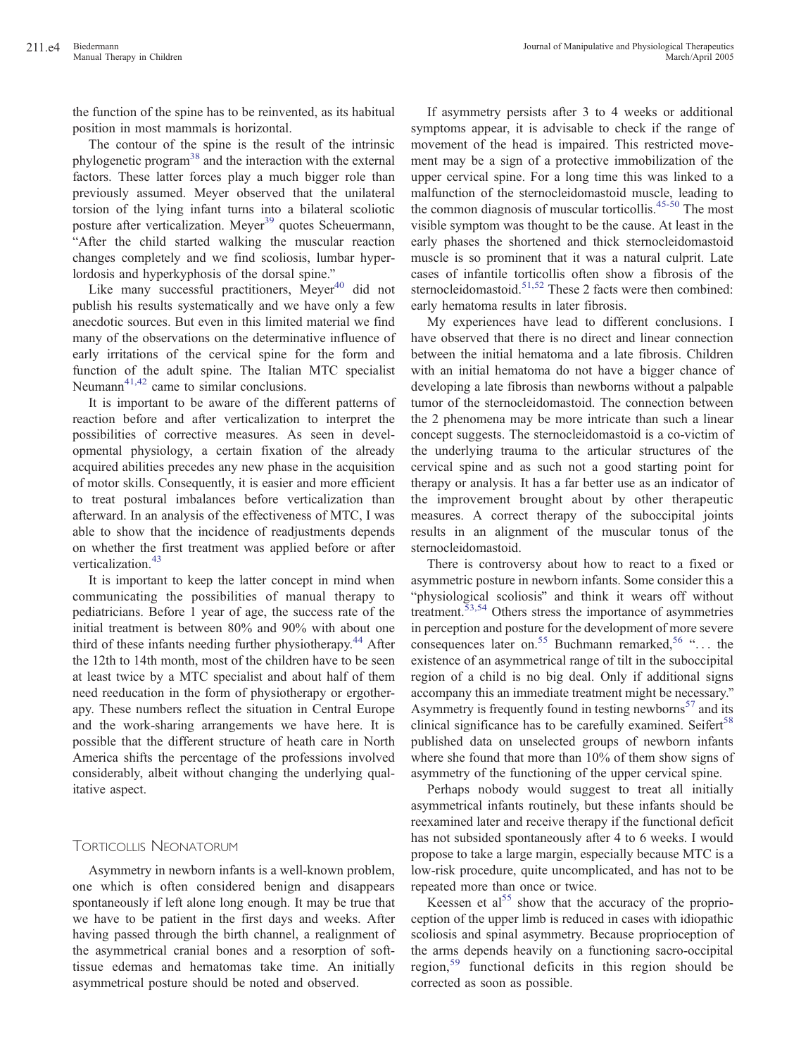the function of the spine has to be reinvented, as its habitual position in most mammals is horizontal.

The contour of the spine is the result of the intrinsic phylogenetic program[38] and the interaction with the external factors. These latter forces play a much bigger role than previously assumed. Meyer observed that the unilateral torsion of the lying infant turns into a bilateral scoliotic posture after verticalization. Meyer[39] quotes Scheuermann, "After the child started walking the muscular reaction changes completely and we find scoliosis, lumbar hyperlordosis and hyperkyphosis of the dorsal spine."

Like many successful practitioners, Meyer[40] did not publish his results systematically and we have only a few anecdotic sources. But even in this limited material we find many of the observations on the determinative influence of early irritations of the cervical spine for the form and function of the adult spine. The Italian MTC specialist Neumann[41,42] came to similar conclusions.

It is important to be aware of the different patterns of reaction before and after verticalization to interpret the possibilities of corrective measures. As seen in developmental physiology, a certain fixation of the already acquired abilities precedes any new phase in the acquisition of motor skills. Consequently, it is easier and more efficient to treat postural imbalances before verticalization than afterward. In an analysis of the effectiveness of MTC, I was able to show that the incidence of readjustments depends on whether the first treatment was applied before or after verticalization.[43]

It is important to keep the latter concept in mind when communicating the possibilities of manual therapy to pediatricians. Before 1 year of age, the success rate of the initial treatment is between 80% and 90% with about one third of these infants needing further physiotherapy.[44] After the 12th to 14th month, most of the children have to be seen at least twice by a MTC specialist and about half of them need reeducation in the form of physiotherapy or ergotherapy. These numbers reflect the situation in Central Europe and the work-sharing arrangements we have here. It is possible that the different structure of heath care in North America shifts the percentage of the professions involved considerably, albeit without changing the underlying qualitative aspect.

## Torticollis Neonatorum

Asymmetry in newborn infants is a well-known problem, one which is often considered benign and disappears spontaneously if left alone long enough. It may be true that we have to be patient in the first days and weeks. After having passed through the birth channel, a realignment of the asymmetrical cranial bones and a resorption of soft-tissue edemas and hematomas take time. An initially asymmetrical posture should be noted and observed.

If asymmetry persists after 3 to 4 weeks or additional symptoms appear, it is advisable to check if the range of movement of the head is impaired. This restricted movement may be a sign of a protective immobilization of the upper cervical spine. For a long time this was linked to a malfunction of the sternocleidomastoid muscle, leading to the common diagnosis of muscular torticollis.[45-50] The most visible symptom was thought to be the cause. At least in the early phases the shortened and thick sternocleidomastoid muscle is so prominent that it was a natural culprit. Late cases of infantile torticollis often show a fibrosis of the sternocleidomastoid.[51,52] These 2 facts were then combined: early hematoma results in later fibrosis.

My experiences have lead to different conclusions. I have observed that there is no direct and linear connection between the initial hematoma and a late fibrosis. Children with an initial hematoma do not have a bigger chance of developing a late fibrosis than newborns without a palpable tumor of the sternocleidomastoid. The connection between the 2 phenomena may be more intricate than such a linear concept suggests. The sternocleidomastoid is a co-victim of the underlying trauma to the articular structures of the cervical spine and as such not a good starting point for therapy or analysis. It has a far better use as an indicator of the improvement brought about by other therapeutic measures. A correct therapy of the suboccipital joints results in an alignment of the muscular tonus of the sternocleidomastoid.

There is controversy about how to react to a fixed or asymmetric posture in newborn infants. Some consider this a "physiological scoliosis" and think it wears off without treatment.[53,54] Others stress the importance of asymmetries in perception and posture for the development of more severe consequences later on.[55] Buchmann remarked,[56] "... the existence of an asymmetrical range of tilt in the suboccipital region of a child is no big deal. Only if additional signs accompany this an immediate treatment might be necessary." Asymmetry is frequently found in testing newborns[57] and its clinical significance has to be carefully examined. Seifert[58] published data on unselected groups of newborn infants where she found that more than 10% of them show signs of asymmetry of the functioning of the upper cervical spine.

Perhaps nobody would suggest to treat all initially asymmetrical infants routinely, but these infants should be reexamined later and receive therapy if the functional deficit has not subsided spontaneously after 4 to 6 weeks. I would propose to take a large margin, especially because MTC is a low-risk procedure, quite uncomplicated, and has not to be repeated more than once or twice.

Keessen et al[55] show that the accuracy of the proprioception of the upper limb is reduced in cases with idiopathic scoliosis and spinal asymmetry. Because proprioception of the arms depends heavily on a functioning sacro-occipital region,[59] functional deficits in this region should be corrected as soon as possible.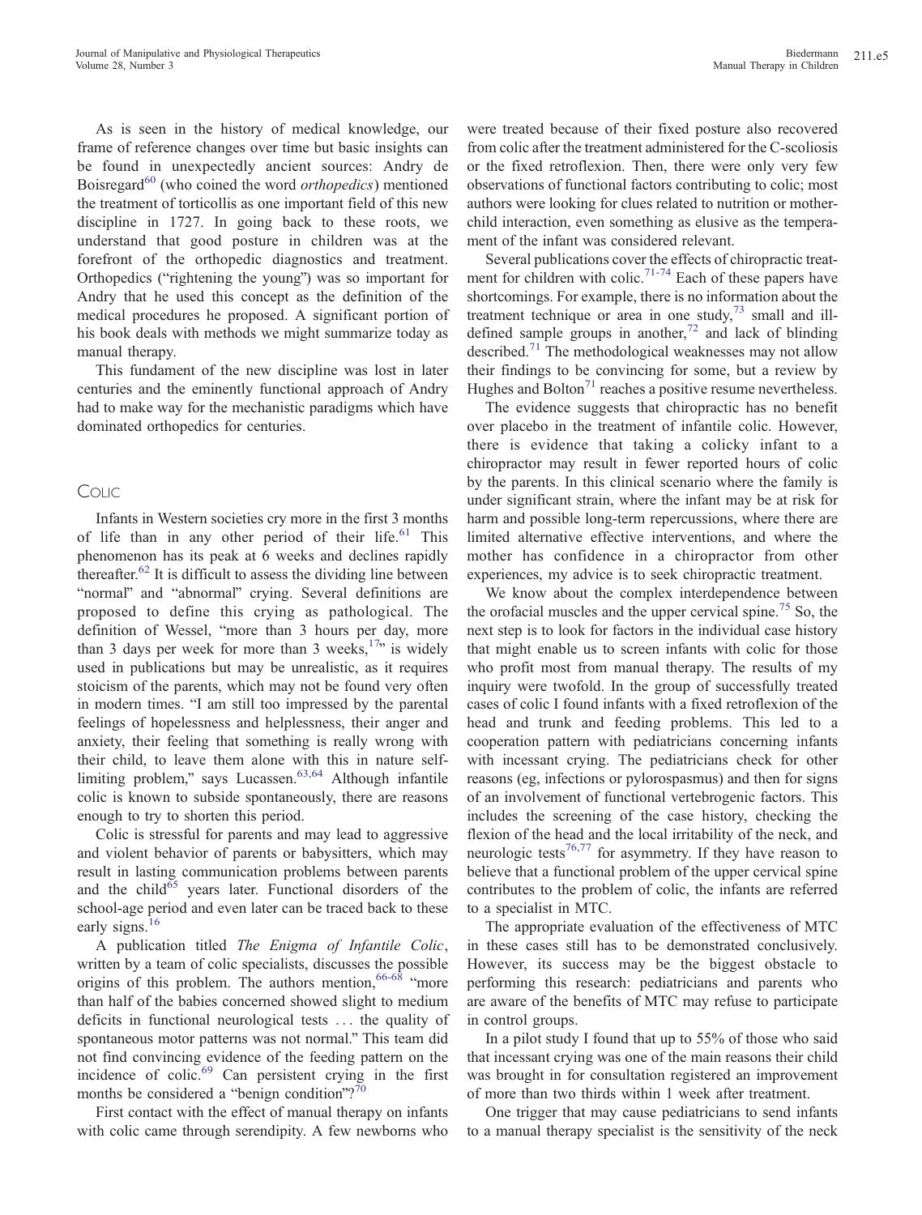As is seen in the history of medical knowledge, our frame of reference changes over time but basic insights can be found in unexpectedly ancient sources: Andry de Boisregard[60] (who coined the word *orthopedics*) mentioned the treatment of torticollis as one important field of this new discipline in 1727. In going back to these roots, we understand that good posture in children was at the forefront of the orthopedic diagnostics and treatment. Orthopedics ("rightening the young") was so important for Andry that he used this concept as the definition of the medical procedures he proposed. A significant portion of his book deals with methods we might summarize today as manual therapy.

This fundament of the new discipline was lost in later centuries and the eminently functional approach of Andry had to make way for the mechanistic paradigms which have dominated orthopedics for centuries.

## Colic

Infants in Western societies cry more in the first 3 months of life than in any other period of their life.[61] This phenomenon has its peak at 6 weeks and declines rapidly thereafter.[62] It is difficult to assess the dividing line between "normal" and "abnormal" crying. Several definitions are proposed to define this crying as pathological. The definition of Wessel, "more than 3 hours per day, more than 3 days per week for more than 3 weeks,[17]" is widely used in publications but may be unrealistic, as it requires stoicism of the parents, which may not be found very often in modern times. "I am still too impressed by the parental feelings of hopelessness and helplessness, their anger and anxiety, their feeling that something is really wrong with their child, to leave them alone with this in nature self-limiting problem," says Lucassen.[63,64] Although infantile colic is known to subside spontaneously, there are reasons enough to try to shorten this period.

Colic is stressful for parents and may lead to aggressive and violent behavior of parents or babysitters, which may result in lasting communication problems between parents and the child[65] years later. Functional disorders of the school-age period and even later can be traced back to these early signs.[16]

A publication titled *The Enigma of Infantile Colic*, written by a team of colic specialists, discusses the possible origins of this problem. The authors mention,[66-68] "more than half of the babies concerned showed slight to medium deficits in functional neurological tests ... the quality of spontaneous motor patterns was not normal." This team did not find convincing evidence of the feeding pattern on the incidence of colic.[69] Can persistent crying in the first months be considered a "benign condition"?[70]

First contact with the effect of manual therapy on infants with colic came through serendipity. A few newborns who were treated because of their fixed posture also recovered from colic after the treatment administered for the C-scoliosis or the fixed retroflexion. Then, there were only very few observations of functional factors contributing to colic; most authors were looking for clues related to nutrition or mother-child interaction, even something as elusive as the temperament of the infant was considered relevant.

Several publications cover the effects of chiropractic treatment for children with colic.[71-74] Each of these papers have shortcomings. For example, there is no information about the treatment technique or area in one study,[73] small and ill-defined sample groups in another,[72] and lack of blinding described.[71] The methodological weaknesses may not allow their findings to be convincing for some, but a review by Hughes and Bolton[71] reaches a positive resume nevertheless.

The evidence suggests that chiropractic has no benefit over placebo in the treatment of infantile colic. However, there is evidence that taking a colicky infant to a chiropractor may result in fewer reported hours of colic by the parents. In this clinical scenario where the family is under significant strain, where the infant may be at risk for harm and possible long-term repercussions, where there are limited alternative effective interventions, and where the mother has confidence in a chiropractor from other experiences, my advice is to seek chiropractic treatment.

We know about the complex interdependence between the orofacial muscles and the upper cervical spine.[75] So, the next step is to look for factors in the individual case history that might enable us to screen infants with colic for those who profit most from manual therapy. The results of my inquiry were twofold. In the group of successfully treated cases of colic I found infants with a fixed retroflexion of the head and trunk and feeding problems. This led to a cooperation pattern with pediatricians concerning infants with incessant crying. The pediatricians check for other reasons (eg, infections or pylorospasmus) and then for signs of an involvement of functional vertebrogenic factors. This includes the screening of the case history, checking the flexion of the head and the local irritability of the neck, and neurologic tests[76,77] for asymmetry. If they have reason to believe that a functional problem of the upper cervical spine contributes to the problem of colic, the infants are referred to a specialist in MTC.

The appropriate evaluation of the effectiveness of MTC in these cases still has to be demonstrated conclusively. However, its success may be the biggest obstacle to performing this research: pediatricians and parents who are aware of the benefits of MTC may refuse to participate in control groups.

In a pilot study I found that up to 55% of those who said that incessant crying was one of the main reasons their child was brought in for consultation registered an improvement of more than two thirds within 1 week after treatment.

One trigger that may cause pediatricians to send infants to a manual therapy specialist is the sensitivity of the neck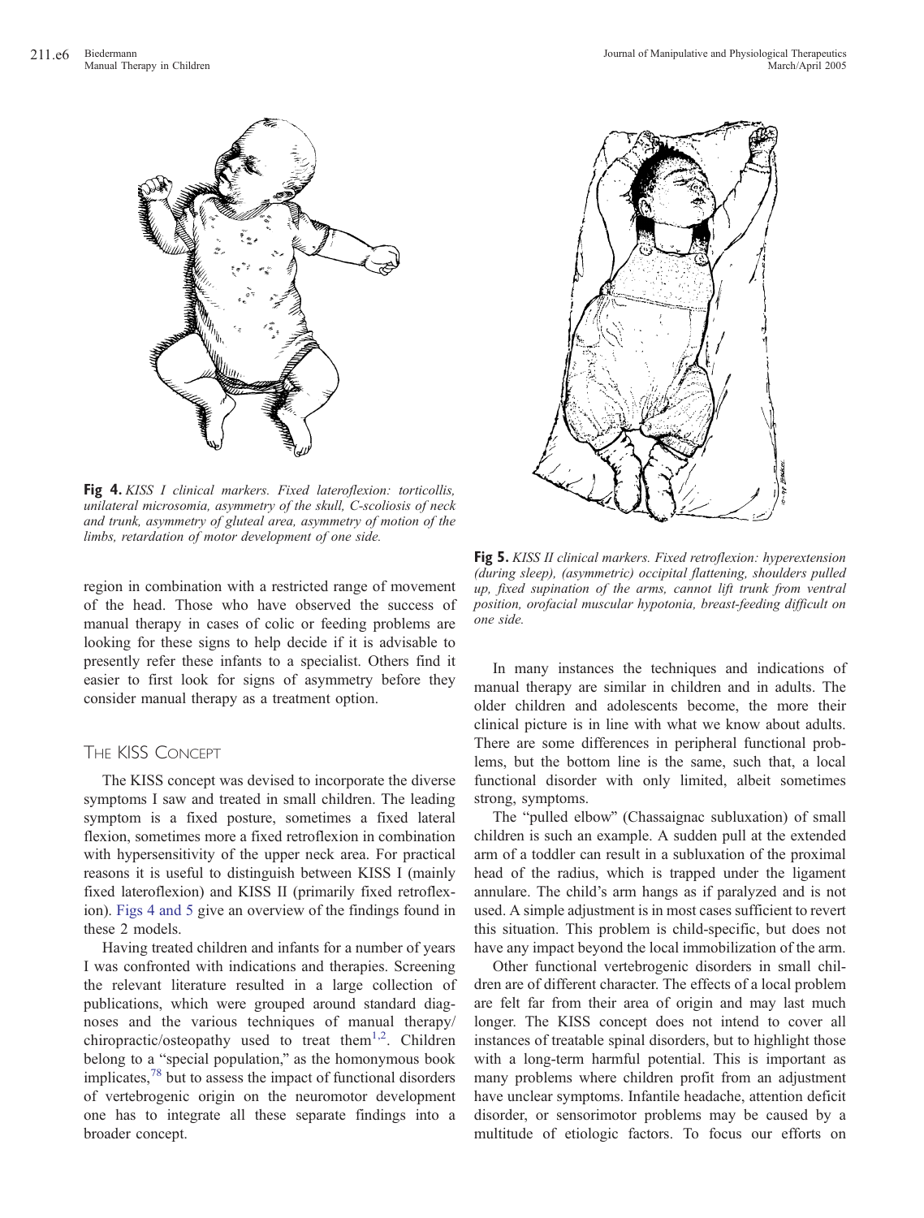**Fig 4.** *KISS I clinical markers. Fixed lateroflexion: torticollis, unilateral microsomia, asymmetry of the skull, C-scoliosis of neck and trunk, asymmetry of gluteal area, asymmetry of motion of the limbs, retardation of motor development of one side.*

**Fig 5.** *KISS II clinical markers. Fixed retroflexion: hyperextension (during sleep), (asymmetric) occipital flattening, shoulders pulled up, fixed supination of the arms, cannot lift trunk from ventral position, orofacial muscular hypotonia, breast-feeding difficult on one side.*

region in combination with a restricted range of movement of the head. Those who have observed the success of manual therapy in cases of colic or feeding problems are looking for these signs to help decide if it is advisable to presently refer these infants to a specialist. Others find it easier to first look for signs of asymmetry before they consider manual therapy as a treatment option.

## The KISS Concept

The KISS concept was devised to incorporate the diverse symptoms I saw and treated in small children. The leading symptom is a fixed posture, sometimes a fixed lateral flexion, sometimes more a fixed retroflexion in combination with hypersensitivity of the upper neck area. For practical reasons it is useful to distinguish between KISS I (mainly fixed lateroflexion) and KISS II (primarily fixed retroflexion). Figs 4 and 5 give an overview of the findings found in these 2 models.

Having treated children and infants for a number of years I was confronted with indications and therapies. Screening the relevant literature resulted in a large collection of publications, which were grouped around standard diagnoses and the various techniques of manual therapy/chiropractic/osteopathy used to treat them[1,2]. Children belong to a "special population," as the homonymous book implicates,[78] but to assess the impact of functional disorders of vertebrogenic origin on the neuromotor development one has to integrate all these separate findings into a broader concept.

In many instances the techniques and indications of manual therapy are similar in children and in adults. The older children and adolescents become, the more their clinical picture is in line with what we know about adults. There are some differences in peripheral functional problems, but the bottom line is the same, such that, a local functional disorder with only limited, albeit sometimes strong, symptoms.

The "pulled elbow" (Chassaignac subluxation) of small children is such an example. A sudden pull at the extended arm of a toddler can result in a subluxation of the proximal head of the radius, which is trapped under the ligament annulare. The child's arm hangs as if paralyzed and is not used. A simple adjustment is in most cases sufficient to revert this situation. This problem is child-specific, but does not have any impact beyond the local immobilization of the arm.

Other functional vertebrogenic disorders in small children are of different character. The effects of a local problem are felt far from their area of origin and may last much longer. The KISS concept does not intend to cover all instances of treatable spinal disorders, but to highlight those with a long-term harmful potential. This is important as many problems where children profit from an adjustment have unclear symptoms. Infantile headache, attention deficit disorder, or sensorimotor problems may be caused by a multitude of etiologic factors. To focus our efforts on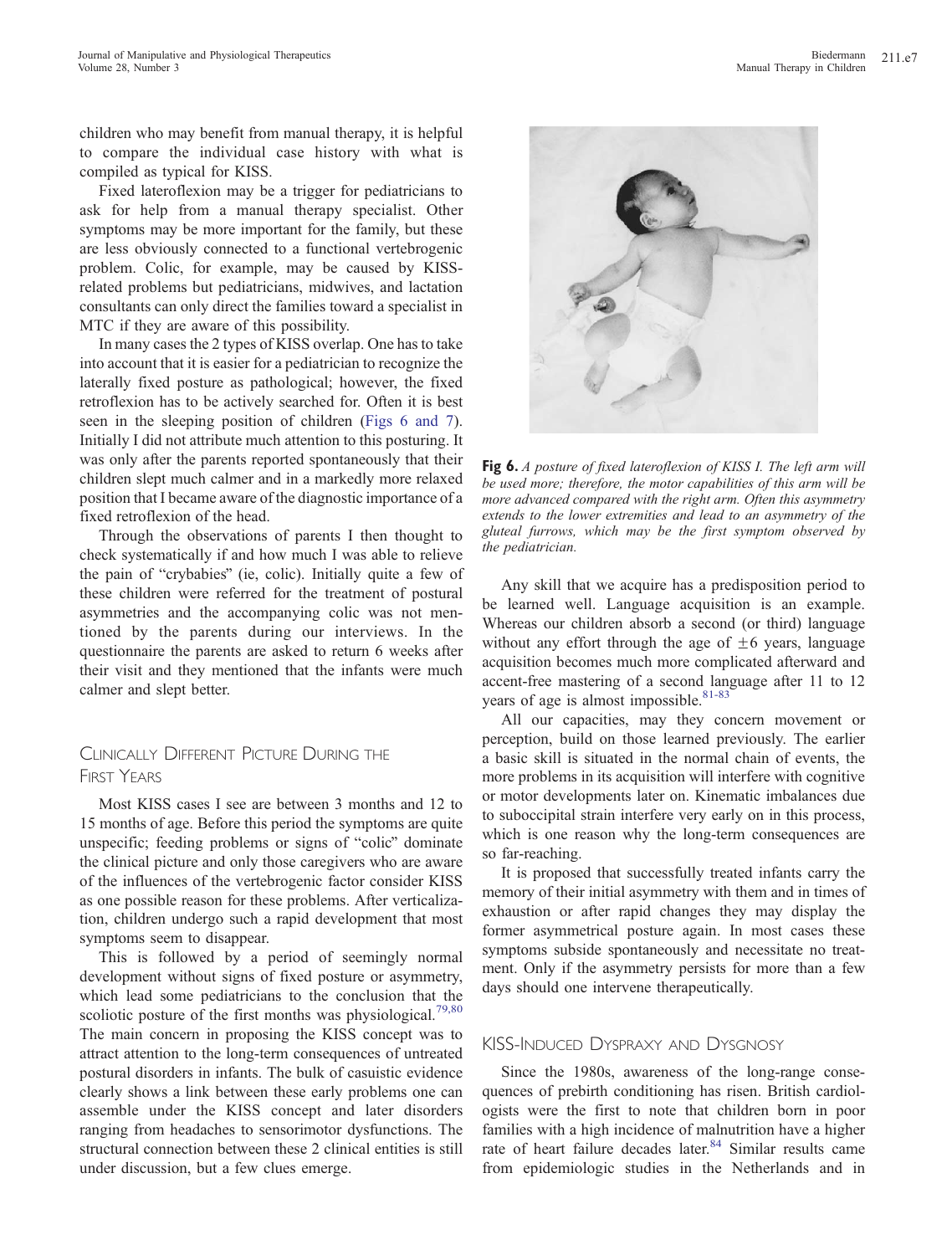children who may benefit from manual therapy, it is helpful to compare the individual case history with what is compiled as typical for KISS.

Fixed lateroflexion may be a trigger for pediatricians to ask for help from a manual therapy specialist. Other symptoms may be more important for the family, but these are less obviously connected to a functional vertebrogenic problem. Colic, for example, may be caused by KISS-related problems but pediatricians, midwives, and lactation consultants can only direct the families toward a specialist in MTC if they are aware of this possibility.

In many cases the 2 types of KISS overlap. One has to take into account that it is easier for a pediatrician to recognize the laterally fixed posture as pathological; however, the fixed retroflexion has to be actively searched for. Often it is best seen in the sleeping position of children (Figs 6 and 7). Initially I did not attribute much attention to this posturing. It was only after the parents reported spontaneously that their children slept much calmer and in a markedly more relaxed position that I became aware of the diagnostic importance of a fixed retroflexion of the head.

Through the observations of parents I then thought to check systematically if and how much I was able to relieve the pain of "crybabies" (ie, colic). Initially quite a few of these children were referred for the treatment of postural asymmetries and the accompanying colic was not mentioned by the parents during our interviews. In the questionnaire the parents are asked to return 6 weeks after their visit and they mentioned that the infants were much calmer and slept better.

## Clinically Different Picture During the First Years

Most KISS cases I see are between 3 months and 12 to 15 months of age. Before this period the symptoms are quite unspecific; feeding problems or signs of "colic" dominate the clinical picture and only those caregivers who are aware of the influences of the vertebrogenic factor consider KISS as one possible reason for these problems. After verticalization, children undergo such a rapid development that most symptoms seem to disappear.

This is followed by a period of seemingly normal development without signs of fixed posture or asymmetry, which lead some pediatricians to the conclusion that the scoliotic posture of the first months was physiological.[79,80] The main concern in proposing the KISS concept was to attract attention to the long-term consequences of untreated postural disorders in infants. The bulk of casuistic evidence clearly shows a link between these early problems one can assemble under the KISS concept and later disorders ranging from headaches to sensorimotor dysfunctions. The structural connection between these 2 clinical entities is still under discussion, but a few clues emerge.

**Fig 6.** *A posture of fixed lateroflexion of KISS I. The left arm will be used more; therefore, the motor capabilities of this arm will be more advanced compared with the right arm. Often this asymmetry extends to the lower extremities and lead to an asymmetry of the gluteal furrows, which may be the first symptom observed by the pediatrician.*

Any skill that we acquire has a predisposition period to be learned well. Language acquisition is an example. Whereas our children absorb a second (or third) language without any effort through the age of $\pm 6$ years, language acquisition becomes much more complicated afterward and accent-free mastering of a second language after 11 to 12 years of age is almost impossible.[81-83]

All our capacities, may they concern movement or perception, build on those learned previously. The earlier a basic skill is situated in the normal chain of events, the more problems in its acquisition will interfere with cognitive or motor developments later on. Kinematic imbalances due to suboccipital strain interfere very early on in this process, which is one reason why the long-term consequences are so far-reaching.

It is proposed that successfully treated infants carry the memory of their initial asymmetry with them and in times of exhaustion or after rapid changes they may display the former asymmetrical posture again. In most cases these symptoms subside spontaneously and necessitate no treatment. Only if the asymmetry persists for more than a few days should one intervene therapeutically.

## KISS-Induced Dyspraxy and Dysgnosy

Since the 1980s, awareness of the long-range consequences of prebirth conditioning has risen. British cardiologists were the first to note that children born in poor families with a high incidence of malnutrition have a higher rate of heart failure decades later.[84] Similar results came from epidemiologic studies in the Netherlands and in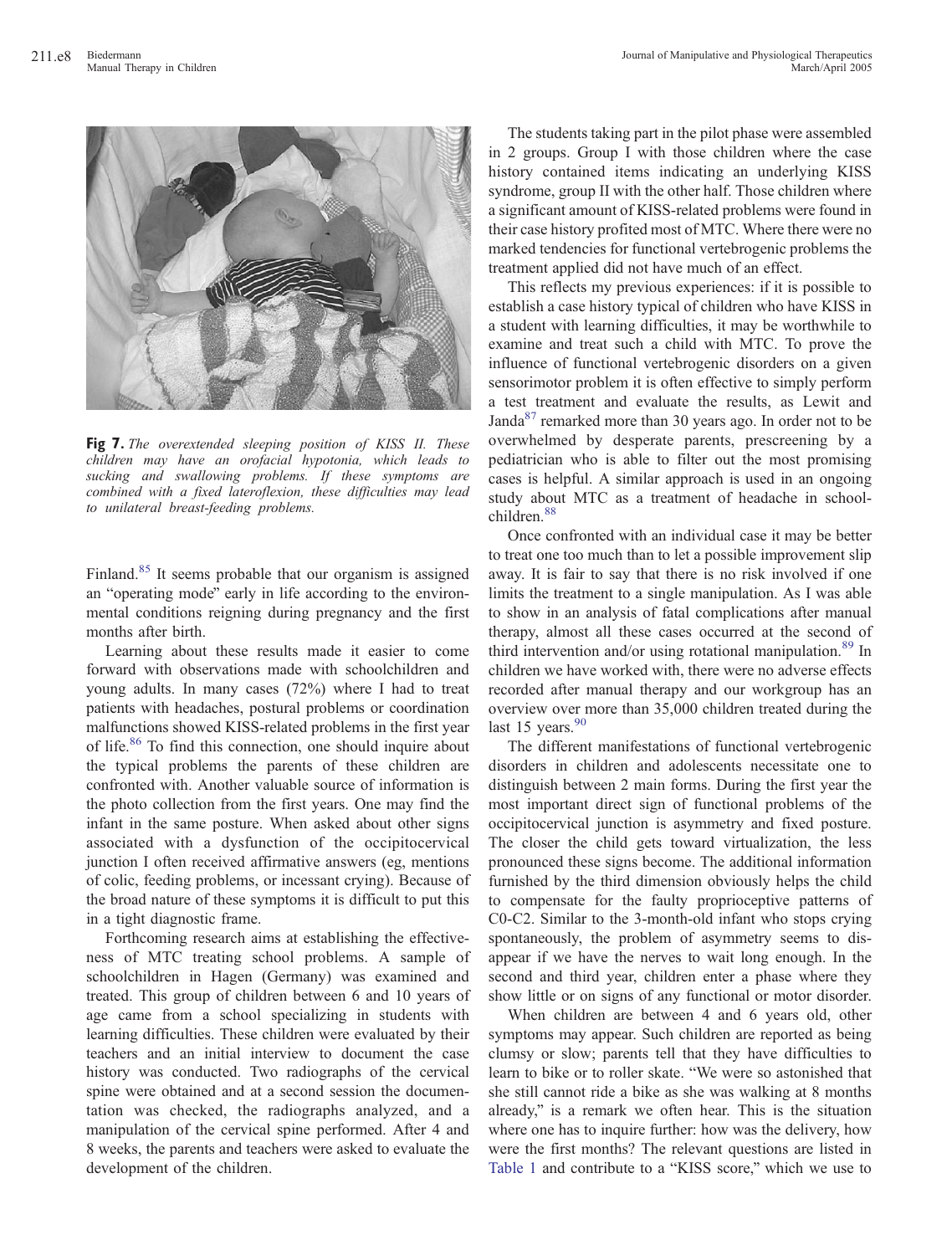**Fig 7.** *The overextended sleeping position of KISS II. These children may have an orofacial hypotonia, which leads to sucking and swallowing problems. If these symptoms are combined with a fixed lateroflexion, these difficulties may lead to unilateral breast-feeding problems.*

Finland.[85] It seems probable that our organism is assigned an "operating mode" early in life according to the environmental conditions reigning during pregnancy and the first months after birth.

Learning about these results made it easier to come forward with observations made with schoolchildren and young adults. In many cases (72%) where I had to treat patients with headaches, postural problems or coordination malfunctions showed KISS-related problems in the first year of life.[86] To find this connection, one should inquire about the typical problems the parents of these children are confronted with. Another valuable source of information is the photo collection from the first years. One may find the infant in the same posture. When asked about other signs associated with a dysfunction of the occipitocervical junction I often received affirmative answers (eg, mentions of colic, feeding problems, or incessant crying). Because of the broad nature of these symptoms it is difficult to put this in a tight diagnostic frame.

Forthcoming research aims at establishing the effectiveness of MTC treating school problems. A sample of schoolchildren in Hagen (Germany) was examined and treated. This group of children between 6 and 10 years of age came from a school specializing in students with learning difficulties. These children were evaluated by their teachers and an initial interview to document the case history was conducted. Two radiographs of the cervical spine were obtained and at a second session the documentation was checked, the radiographs analyzed, and a manipulation of the cervical spine performed. After 4 and 8 weeks, the parents and teachers were asked to evaluate the development of the children.

The students taking part in the pilot phase were assembled in 2 groups. Group I with those children where the case history contained items indicating an underlying KISS syndrome, group II with the other half. Those children where a significant amount of KISS-related problems were found in their case history profited most of MTC. Where there were no marked tendencies for functional vertebrogenic problems the treatment applied did not have much of an effect.

This reflects my previous experiences: if it is possible to establish a case history typical of children who have KISS in a student with learning difficulties, it may be worthwhile to examine and treat such a child with MTC. To prove the influence of functional vertebrogenic disorders on a given sensorimotor problem it is often effective to simply perform a test treatment and evaluate the results, as Lewit and Janda[87] remarked more than 30 years ago. In order not to be overwhelmed by desperate parents, prescreening by a pediatrician who is able to filter out the most promising cases is helpful. A similar approach is used in an ongoing study about MTC as a treatment of headache in schoolchildren.[88]

Once confronted with an individual case it may be better to treat one too much than to let a possible improvement slip away. It is fair to say that there is no risk involved if one limits the treatment to a single manipulation. As I was able to show in an analysis of fatal complications after manual therapy, almost all these cases occurred at the second of third intervention and/or using rotational manipulation.[89] In children we have worked with, there were no adverse effects recorded after manual therapy and our workgroup has an overview over more than 35,000 children treated during the last 15 years.[90]

The different manifestations of functional vertebrogenic disorders in children and adolescents necessitate one to distinguish between 2 main forms. During the first year the most important direct sign of functional problems of the occipitocervical junction is asymmetry and fixed posture. The closer the child gets toward virtualization, the less pronounced these signs become. The additional information furnished by the third dimension obviously helps the child to compensate for the faulty proprioceptive patterns of C0-C2. Similar to the 3-month-old infant who stops crying spontaneously, the problem of asymmetry seems to disappear if we have the nerves to wait long enough. In the second and third year, children enter a phase where they show little or on signs of any functional or motor disorder.

When children are between 4 and 6 years old, other symptoms may appear. Such children are reported as being clumsy or slow; parents tell that they have difficulties to learn to bike or to roller skate. "We were so astonished that she still cannot ride a bike as she was walking at 8 months already," is a remark we often hear. This is the situation where one has to inquire further: how was the delivery, how were the first months? The relevant questions are listed in Table 1 and contribute to a "KISS score," which we use to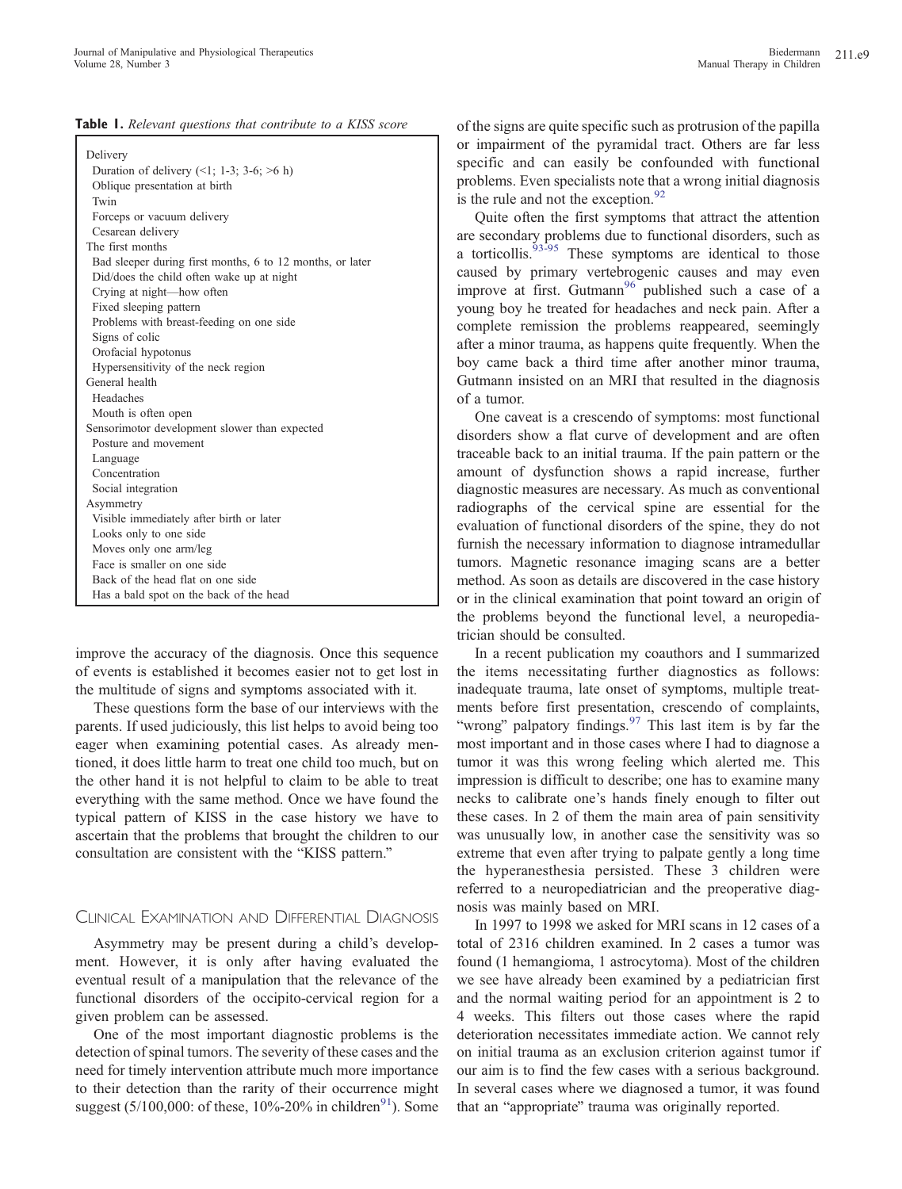**Table 1.** *Relevant questions that contribute to a KISS score*

| |
|---|
| Delivery |
| Duration of delivery (<1; 1-3; 3-6; >6 h) |
| Oblique presentation at birth |
| Twin |
| Forceps or vacuum delivery |
| Cesarean delivery |
| The first months |
| Bad sleeper during first months, 6 to 12 months, or later |
| Did/does the child often wake up at night |
| Crying at night—how often |
| Fixed sleeping pattern |
| Problems with breast-feeding on one side |
| Signs of colic |
| Orofacial hypotonus |
| Hypersensitivity of the neck region |
| General health |
| Headaches |
| Mouth is often open |
| Sensorimotor development slower than expected |
| Posture and movement |
| Language |
| Concentration |
| Social integration |
| Asymmetry |
| Visible immediately after birth or later |
| Looks only to one side |
| Moves only one arm/leg |
| Face is smaller on one side |
| Back of the head flat on one side |
| Has a bald spot on the back of the head |

improve the accuracy of the diagnosis. Once this sequence of events is established it becomes easier not to get lost in the multitude of signs and symptoms associated with it.

These questions form the base of our interviews with the parents. If used judiciously, this list helps to avoid being too eager when examining potential cases. As already mentioned, it does little harm to treat one child too much, but on the other hand it is not helpful to claim to be able to treat everything with the same method. Once we have found the typical pattern of KISS in the case history we have to ascertain that the problems that brought the children to our consultation are consistent with the "KISS pattern."

## Clinical Examination and Differential Diagnosis

Asymmetry may be present during a child's development. However, it is only after having evaluated the eventual result of a manipulation that the relevance of the functional disorders of the occipito-cervical region for a given problem can be assessed.

One of the most important diagnostic problems is the detection of spinal tumors. The severity of these cases and the need for timely intervention attribute much more importance to their detection than the rarity of their occurrence might suggest (5/100,000: of these, 10%-20% in children[91]). Some of the signs are quite specific such as protrusion of the papilla or impairment of the pyramidal tract. Others are far less specific and can easily be confounded with functional problems. Even specialists note that a wrong initial diagnosis is the rule and not the exception.[92]

Quite often the first symptoms that attract the attention are secondary problems due to functional disorders, such as a torticollis.[93-95] These symptoms are identical to those caused by primary vertebrogenic causes and may even improve at first. Gutmann[96] published such a case of a young boy he treated for headaches and neck pain. After a complete remission the problems reappeared, seemingly after a minor trauma, as happens quite frequently. When the boy came back a third time after another minor trauma, Gutmann insisted on an MRI that resulted in the diagnosis of a tumor.

One caveat is a crescendo of symptoms: most functional disorders show a flat curve of development and are often traceable back to an initial trauma. If the pain pattern or the amount of dysfunction shows a rapid increase, further diagnostic measures are necessary. As much as conventional radiographs of the cervical spine are essential for the evaluation of functional disorders of the spine, they do not furnish the necessary information to diagnose intramedullar tumors. Magnetic resonance imaging scans are a better method. As soon as details are discovered in the case history or in the clinical examination that point toward an origin of the problems beyond the functional level, a neuropediatrician should be consulted.

In a recent publication my coauthors and I summarized the items necessitating further diagnostics as follows: inadequate trauma, late onset of symptoms, multiple treatments before first presentation, crescendo of complaints, "wrong" palpatory findings.[97] This last item is by far the most important and in those cases where I had to diagnose a tumor it was this wrong feeling which alerted me. This impression is difficult to describe; one has to examine many necks to calibrate one's hands finely enough to filter out these cases. In 2 of them the main area of pain sensitivity was unusually low, in another case the sensitivity was so extreme that even after trying to palpate gently a long time the hyperanesthesia persisted. These 3 children were referred to a neuropediatrician and the preoperative diagnosis was mainly based on MRI.

In 1997 to 1998 we asked for MRI scans in 12 cases of a total of 2316 children examined. In 2 cases a tumor was found (1 hemangioma, 1 astrocytoma). Most of the children we see have already been examined by a pediatrician first and the normal waiting period for an appointment is 2 to 4 weeks. This filters out those cases where the rapid deterioration necessitates immediate action. We cannot rely on initial trauma as an exclusion criterion against tumor if our aim is to find the few cases with a serious background. In several cases where we diagnosed a tumor, it was found that an "appropriate" trauma was originally reported.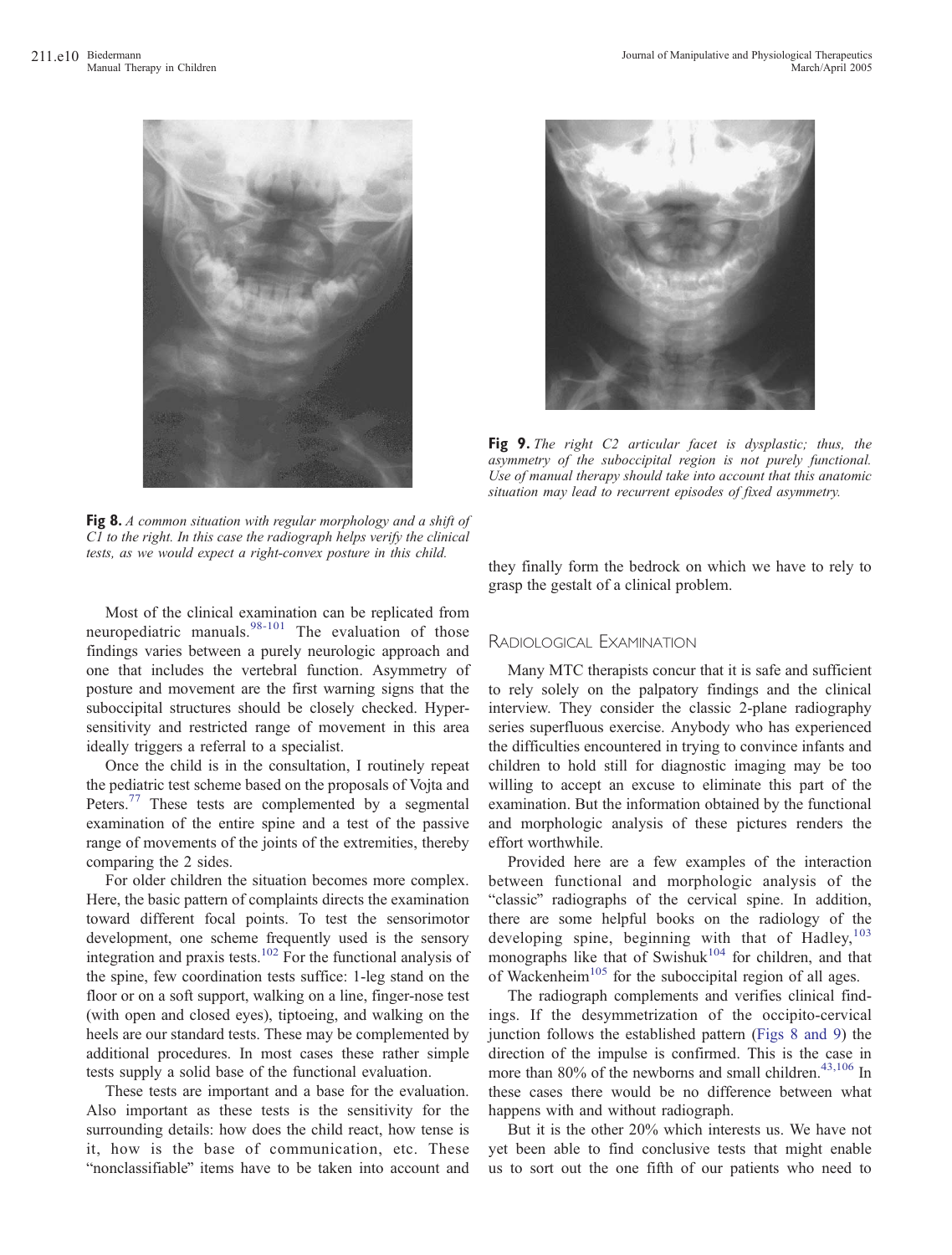Fig 8. *A common situation with regular morphology and a shift of C1 to the right. In this case the radiograph helps verify the clinical tests, as we would expect a right-convex posture in this child.*

Fig 9. *The right C2 articular facet is dysplastic; thus, the asymmetry of the suboccipital region is not purely functional. Use of manual therapy should take into account that this anatomic situation may lead to recurrent episodes of fixed asymmetry.*

Most of the clinical examination can be replicated from neuropediatric manuals.[98-101] The evaluation of those findings varies between a purely neurologic approach and one that includes the vertebral function. Asymmetry of posture and movement are the first warning signs that the suboccipital structures should be closely checked. Hypersensitivity and restricted range of movement in this area ideally triggers a referral to a specialist.

Once the child is in the consultation, I routinely repeat the pediatric test scheme based on the proposals of Vojta and Peters.[77] These tests are complemented by a segmental examination of the entire spine and a test of the passive range of movements of the joints of the extremities, thereby comparing the 2 sides.

For older children the situation becomes more complex. Here, the basic pattern of complaints directs the examination toward different focal points. To test the sensorimotor development, one scheme frequently used is the sensory integration and praxis tests.[102] For the functional analysis of the spine, few coordination tests suffice: 1-leg stand on the floor or on a soft support, walking on a line, finger-nose test (with open and closed eyes), tiptoeing, and walking on the heels are our standard tests. These may be complemented by additional procedures. In most cases these rather simple tests supply a solid base of the functional evaluation.

These tests are important and a base for the evaluation. Also important as these tests is the sensitivity for the surrounding details: how does the child react, how tense is it, how is the base of communication, etc. These "nonclassifiable" items have to be taken into account and they finally form the bedrock on which we have to rely to grasp the gestalt of a clinical problem.

## Radiological Examination

Many MTC therapists concur that it is safe and sufficient to rely solely on the palpatory findings and the clinical interview. They consider the classic 2-plane radiography series superfluous exercise. Anybody who has experienced the difficulties encountered in trying to convince infants and children to hold still for diagnostic imaging may be too willing to accept an excuse to eliminate this part of the examination. But the information obtained by the functional and morphologic analysis of these pictures renders the effort worthwhile.

Provided here are a few examples of the interaction between functional and morphologic analysis of the "classic" radiographs of the cervical spine. In addition, there are some helpful books on the radiology of the developing spine, beginning with that of Hadley,[103] monographs like that of Swishuk[104] for children, and that of Wackenheim[105] for the suboccipital region of all ages.

The radiograph complements and verifies clinical findings. If the desymmetrization of the occipito-cervical junction follows the established pattern (Figs 8 and 9) the direction of the impulse is confirmed. This is the case in more than 80% of the newborns and small children.[43,106] In these cases there would be no difference between what happens with and without radiograph.

But it is the other 20% which interests us. We have not yet been able to find conclusive tests that might enable us to sort out the one fifth of our patients who need to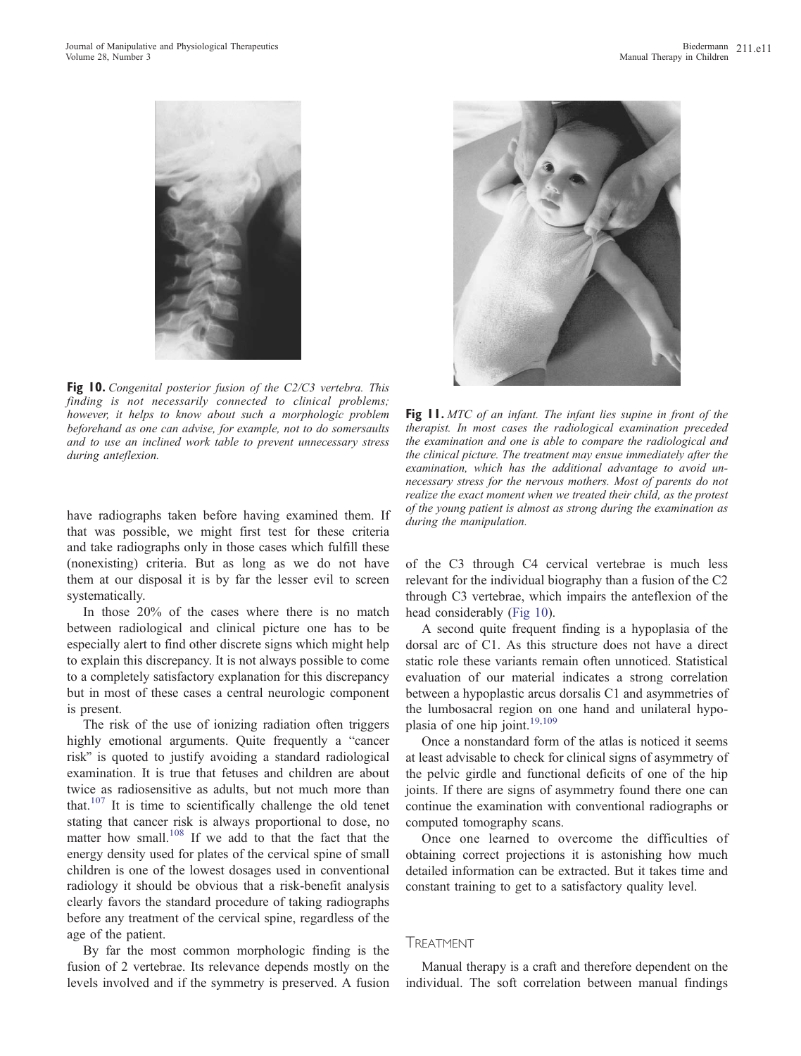**Fig 10.** *Congenital posterior fusion of the C2/C3 vertebra. This finding is not necessarily connected to clinical problems; however, it helps to know about such a morphologic problem beforehand as one can advise, for example, not to do somersaults and to use an inclined work table to prevent unnecessary stress during anteflexion.*

**Fig 11.** *MTC of an infant. The infant lies supine in front of the therapist. In most cases the radiological examination preceded the examination and one is able to compare the radiological and the clinical picture. The treatment may ensue immediately after the examination, which has the additional advantage to avoid unnecessary stress for the nervous mothers. Most of parents do not realize the exact moment when we treated their child, as the protest of the young patient is almost as strong during the examination as during the manipulation.*

have radiographs taken before having examined them. If that was possible, we might first test for these criteria and take radiographs only in those cases which fulfill these (nonexisting) criteria. But as long as we do not have them at our disposal it is by far the lesser evil to screen systematically.

In those 20% of the cases where there is no match between radiological and clinical picture one has to be especially alert to find other discrete signs which might help to explain this discrepancy. It is not always possible to come to a completely satisfactory explanation for this discrepancy but in most of these cases a central neurologic component is present.

The risk of the use of ionizing radiation often triggers highly emotional arguments. Quite frequently a "cancer risk" is quoted to justify avoiding a standard radiological examination. It is true that fetuses and children are about twice as radiosensitive as adults, but not much more than that.[107] It is time to scientifically challenge the old tenet stating that cancer risk is always proportional to dose, no matter how small.[108] If we add to that the fact that the energy density used for plates of the cervical spine of small children is one of the lowest dosages used in conventional radiology it should be obvious that a risk-benefit analysis clearly favors the standard procedure of taking radiographs before any treatment of the cervical spine, regardless of the age of the patient.

By far the most common morphologic finding is the fusion of 2 vertebrae. Its relevance depends mostly on the levels involved and if the symmetry is preserved. A fusion of the C3 through C4 cervical vertebrae is much less relevant for the individual biography than a fusion of the C2 through C3 vertebrae, which impairs the anteflexion of the head considerably (Fig 10).

A second quite frequent finding is a hypoplasia of the dorsal arc of C1. As this structure does not have a direct static role these variants remain often unnoticed. Statistical evaluation of our material indicates a strong correlation between a hypoplastic arcus dorsalis C1 and asymmetries of the lumbosacral region on one hand and unilateral hypoplasia of one hip joint.[19,109]

Once a nonstandard form of the atlas is noticed it seems at least advisable to check for clinical signs of asymmetry of the pelvic girdle and functional deficits of one of the hip joints. If there are signs of asymmetry found there one can continue the examination with conventional radiographs or computed tomography scans.

Once one learned to overcome the difficulties of obtaining correct projections it is astonishing how much detailed information can be extracted. But it takes time and constant training to get to a satisfactory quality level.

## Treatment

Manual therapy is a craft and therefore dependent on the individual. The soft correlation between manual findings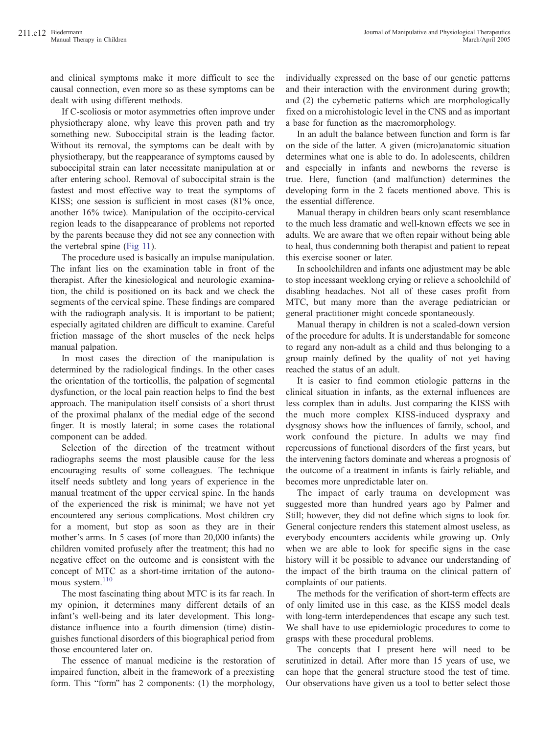and clinical symptoms make it more difficult to see the causal connection, even more so as these symptoms can be dealt with using different methods.

If C-scoliosis or motor asymmetries often improve under physiotherapy alone, why leave this proven path and try something new. Suboccipital strain is the leading factor. Without its removal, the symptoms can be dealt with by physiotherapy, but the reappearance of symptoms caused by suboccipital strain can later necessitate manipulation at or after entering school. Removal of suboccipital strain is the fastest and most effective way to treat the symptoms of KISS; one session is sufficient in most cases (81% once, another 16% twice). Manipulation of the occipito-cervical region leads to the disappearance of problems not reported by the parents because they did not see any connection with the vertebral spine (Fig 11).

The procedure used is basically an impulse manipulation. The infant lies on the examination table in front of the therapist. After the kinesiological and neurologic examination, the child is positioned on its back and we check the segments of the cervical spine. These findings are compared with the radiograph analysis. It is important to be patient; especially agitated children are difficult to examine. Careful friction massage of the short muscles of the neck helps manual palpation.

In most cases the direction of the manipulation is determined by the radiological findings. In the other cases the orientation of the torticollis, the palpation of segmental dysfunction, or the local pain reaction helps to find the best approach. The manipulation itself consists of a short thrust of the proximal phalanx of the medial edge of the second finger. It is mostly lateral; in some cases the rotational component can be added.

Selection of the direction of the treatment without radiographs seems the most plausible cause for the less encouraging results of some colleagues. The technique itself needs subtlety and long years of experience in the manual treatment of the upper cervical spine. In the hands of the experienced the risk is minimal; we have not yet encountered any serious complications. Most children cry for a moment, but stop as soon as they are in their mother's arms. In 5 cases (of more than 20,000 infants) the children vomited profusely after the treatment; this had no negative effect on the outcome and is consistent with the concept of MTC as a short-time irritation of the autonomous system.[110]

The most fascinating thing about MTC is its far reach. In my opinion, it determines many different details of an infant's well-being and its later development. This long-distance influence into a fourth dimension (time) distinguishes functional disorders of this biographical period from those encountered later on.

The essence of manual medicine is the restoration of impaired function, albeit in the framework of a preexisting form. This "form" has 2 components: (1) the morphology, individually expressed on the base of our genetic patterns and their interaction with the environment during growth; and (2) the cybernetic patterns which are morphologically fixed on a microhistologic level in the CNS and as important a base for function as the macromorphology.

In an adult the balance between function and form is far on the side of the latter. A given (micro)anatomic situation determines what one is able to do. In adolescents, children and especially in infants and newborns the reverse is true. Here, function (and malfunction) determines the developing form in the 2 facets mentioned above. This is the essential difference.

Manual therapy in children bears only scant resemblance to the much less dramatic and well-known effects we see in adults. We are aware that we often repair without being able to heal, thus condemning both therapist and patient to repeat this exercise sooner or later.

In schoolchildren and infants one adjustment may be able to stop incessant weeklong crying or relieve a schoolchild of disabling headaches. Not all of these cases profit from MTC, but many more than the average pediatrician or general practitioner might concede spontaneously.

Manual therapy in children is not a scaled-down version of the procedure for adults. It is understandable for someone to regard any non-adult as a child and thus belonging to a group mainly defined by the quality of not yet having reached the status of an adult.

It is easier to find common etiologic patterns in the clinical situation in infants, as the external influences are less complex than in adults. Just comparing the KISS with the much more complex KISS-induced dyspraxy and dysgnosy shows how the influences of family, school, and work confound the picture. In adults we may find repercussions of functional disorders of the first years, but the intervening factors dominate and whereas a prognosis of the outcome of a treatment in infants is fairly reliable, and becomes more unpredictable later on.

The impact of early trauma on development was suggested more than hundred years ago by Palmer and Still; however, they did not define which signs to look for. General conjecture renders this statement almost useless, as everybody encounters accidents while growing up. Only when we are able to look for specific signs in the case history will it be possible to advance our understanding of the impact of the birth trauma on the clinical pattern of complaints of our patients.

The methods for the verification of short-term effects are of only limited use in this case, as the KISS model deals with long-term interdependences that escape any such test. We shall have to use epidemiologic procedures to come to grasps with these procedural problems.

The concepts that I present here will need to be scrutinized in detail. After more than 15 years of use, we can hope that the general structure stood the test of time. Our observations have given us a tool to better select those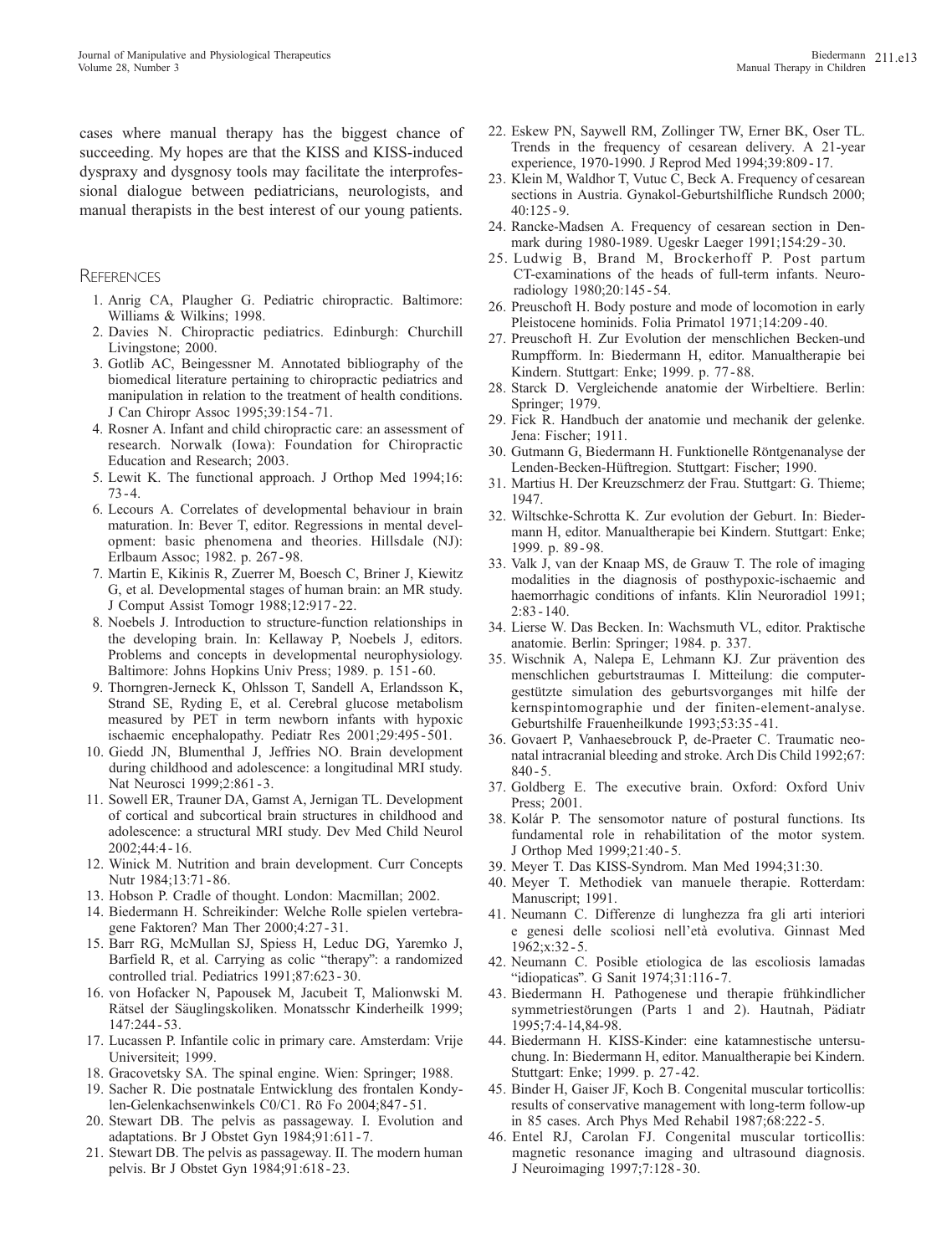cases where manual therapy has the biggest chance of succeeding. My hopes are that the KISS and KISS-induced dyspraxy and dysgnosy tools may facilitate the interprofessional dialogue between pediatricians, neurologists, and manual therapists in the best interest of our young patients.

## References

1. Anrig CA, Plaugher G. Pediatric chiropractic. Baltimore: Williams & Wilkins; 1998.
2. Davies N. Chiropractic pediatrics. Edinburgh: Churchill Livingstone; 2000.
3. Gotlib AC, Beingessner M. Annotated bibliography of the biomedical literature pertaining to chiropractic pediatrics and manipulation in relation to the treatment of health conditions. J Can Chiropr Assoc 1995;39:154-71.
4. Rosner A. Infant and child chiropractic care: an assessment of research. Norwalk (Iowa): Foundation for Chiropractic Education and Research; 2003.
5. Lewit K. The functional approach. J Orthop Med 1994;16:73-4.
6. Lecours A. Correlates of developmental behaviour in brain maturation. In: Bever T, editor. Regressions in mental development: basic phenomena and theories. Hillsdale (NJ): Erlbaum Assoc; 1982. p. 267-98.
7. Martin E, Kikinis R, Zuerrer M, Boesch C, Briner J, Kiewitz G, et al. Developmental stages of human brain: an MR study. J Comput Assist Tomogr 1988;12:917-22.
8. Noebels J. Introduction to structure-function relationships in the developing brain. In: Kellaway P, Noebels J, editors. Problems and concepts in developmental neurophysiology. Baltimore: Johns Hopkins Univ Press; 1989. p. 151-60.
9. Thorngren-Jerneck K, Ohlsson T, Sandell A, Erlandsson K, Strand SE, Ryding E, et al. Cerebral glucose metabolism measured by PET in term newborn infants with hypoxic ischaemic encephalopathy. Pediatr Res 2001;29:495-501.
10. Giedd JN, Blumenthal J, Jeffries NO. Brain development during childhood and adolescence: a longitudinal MRI study. Nat Neurosci 1999;2:861-3.
11. Sowell ER, Trauner DA, Gamst A, Jernigan TL. Development of cortical and subcortical brain structures in childhood and adolescence: a structural MRI study. Dev Med Child Neurol 2002;44:4-16.
12. Winick M. Nutrition and brain development. Curr Concepts Nutr 1984;13:71-86.
13. Hobson P. Cradle of thought. London: Macmillan; 2002.
14. Biedermann H. Schreikinder: Welche Rolle spielen vertebragene Faktoren? Man Ther 2000;4:27-31.
15. Barr RG, McMullan SJ, Spiess H, Leduc DG, Yaremko J, Barfield R, et al. Carrying as colic "therapy": a randomized controlled trial. Pediatrics 1991;87:623-30.
16. von Hofacker N, Papousek M, Jacubeit T, Malionwski M. Rätsel der Säuglingskoliken. Monatsschr Kinderheilk 1999;147:244-53.
17. Lucassen P. Infantile colic in primary care. Amsterdam: Vrije Universiteit; 1999.
18. Gracovetsky SA. The spinal engine. Wien: Springer; 1988.
19. Sacher R. Die postnatale Entwicklung des frontalen Kondylen-Gelenkachsenwinkels C0/C1. Rö Fo 2004;847-51.
20. Stewart DB. The pelvis as passageway. I. Evolution and adaptations. Br J Obstet Gyn 1984;91:611-7.
21. Stewart DB. The pelvis as passageway. II. The modern human pelvis. Br J Obstet Gyn 1984;91:618-23.
22. Eskew PN, Saywell RM, Zollinger TW, Erner BK, Oser TL. Trends in the frequency of cesarean delivery. A 21-year experience, 1970-1990. J Reprod Med 1994;39:809-17.
23. Klein M, Waldhor T, Vutuc C, Beck A. Frequency of cesarean sections in Austria. Gynakol-Geburtshilfliche Rundsch 2000;40:125-9.
24. Rancke-Madsen A. Frequency of cesarean section in Denmark during 1980-1989. Ugeskr Laeger 1991;154:29-30.
25. Ludwig B, Brand M, Brockerhoff P. Post partum CT-examinations of the heads of full-term infants. Neuroradiology 1980;20:145-54.
26. Preuschoft H. Body posture and mode of locomotion in early Pleistocene hominids. Folia Primatol 1971;14:209-40.
27. Preuschoft H. Zur Evolution der menschlichen Becken-und Rumpfform. In: Biedermann H, editor. Manualtherapie bei Kindern. Stuttgart: Enke; 1999. p. 77-88.
28. Starck D. Vergleichende anatomie der Wirbeltiere. Berlin: Springer; 1979.
29. Fick R. Handbuch der anatomie und mechanik der gelenke. Jena: Fischer; 1911.
30. Gutmann G, Biedermann H. Funktionelle Röntgenanalyse der Lenden-Becken-Hüftregion. Stuttgart: Fischer; 1990.
31. Martius H. Der Kreuzschmerz der Frau. Stuttgart: G. Thieme; 1947.
32. Wiltschke-Schrotta K. Zur evolution der Geburt. In: Biedermann H, editor. Manualtherapie bei Kindern. Stuttgart: Enke; 1999. p. 89-98.
33. Valk J, van der Knaap MS, de Grauw T. The role of imaging modalities in the diagnosis of posthypoxic-ischaemic and haemorrhagic conditions of infants. Klin Neuroradiol 1991;2:83-140.
34. Lierse W. Das Becken. In: Wachsmuth VL, editor. Praktische anatomie. Berlin: Springer; 1984. p. 337.
35. Wischnik A, Nalepa E, Lehmann KJ. Zur prävention des menschlichen geburtstraumas I. Mitteilung: die computergestützte simulation des geburtsvorganges mit hilfe der kernspintomographie und der finiten-element-analyse. Geburtshilfe Frauenheilkunde 1993;53:35-41.
36. Govaert P, Vanhaesebrouck P, de-Praeter C. Traumatic neonatal intracranial bleeding and stroke. Arch Dis Child 1992;67:840-5.
37. Goldberg E. The executive brain. Oxford: Oxford Univ Press; 2001.
38. Kolár P. The sensomotor nature of postural functions. Its fundamental role in rehabilitation of the motor system. J Orthop Med 1999;21:40-5.
39. Meyer T. Das KISS-Syndrom. Man Med 1994;31:30.
40. Meyer T. Methodiek van manuele therapie. Rotterdam: Manuscript; 1991.
41. Neumann C. Differenze di lunghezza fra gli arti interiori e genesi delle scoliosi nell'età evolutiva. Ginnast Med 1962;x:32-5.
42. Neumann C. Posible etiologica de las escoliosis lamadas "idiopaticas". G Sanit 1974;31:116-7.
43. Biedermann H. Pathogenese und therapie frühkindlicher symmetriestörungen (Parts 1 and 2). Hautnah, Pädiatr 1995;7:4-14,84-98.
44. Biedermann H. KISS-Kinder: eine katamnestische untersuchung. In: Biedermann H, editor. Manualtherapie bei Kindern. Stuttgart: Enke; 1999. p. 27-42.
45. Binder H, Gaiser JF, Koch B. Congenital muscular torticollis: results of conservative management with long-term follow-up in 85 cases. Arch Phys Med Rehabil 1987;68:222-5.
46. Entel RJ, Carolan FJ. Congenital muscular torticollis: magnetic resonance imaging and ultrasound diagnosis. J Neuroimaging 1997;7:128-30.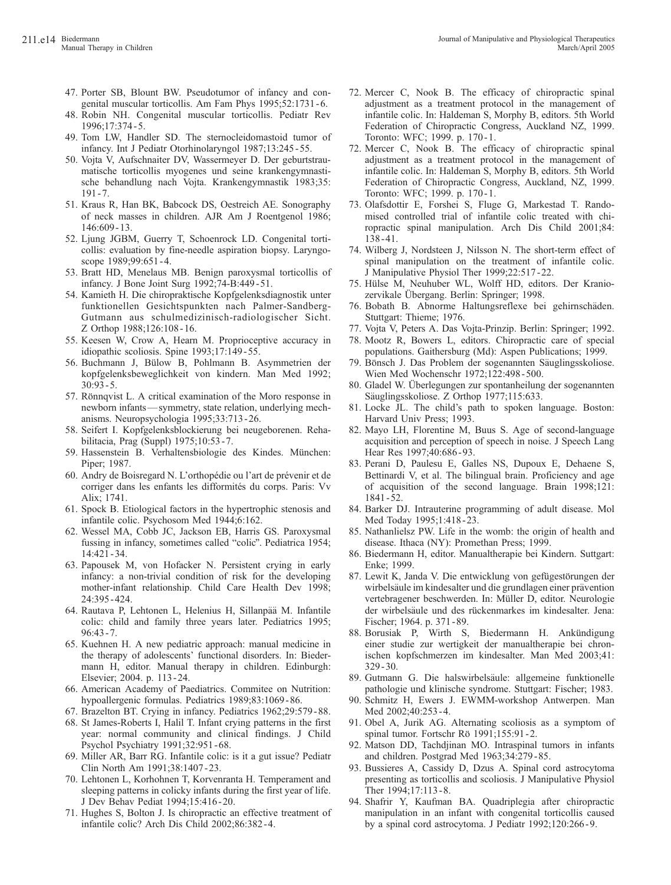47. Porter SB, Blount BW. Pseudotumor of infancy and congenital muscular torticollis. Am Fam Phys 1995;52:1731-6.
48. Robin NH. Congenital muscular torticollis. Pediatr Rev 1996;17:374-5.
49. Tom LW, Handler SD. The sternocleidomastoid tumor of infancy. Int J Pediatr Otorhinolaryngol 1987;13:245-55.
50. Vojta V, Aufschnaiter DV, Wassermeyer D. Der geburtstraumatische torticollis myogenes und seine krankengymnastische behandlung nach Vojta. Krankengymnastik 1983;35:191-7.
51. Kraus R, Han BK, Babcock DS, Oestreich AE. Sonography of neck masses in children. AJR Am J Roentgenol 1986;146:609-13.
52. Ljung JGBM, Guerry T, Schoenrock LD. Congenital torticollis: evaluation by fine-needle aspiration biopsy. Laryngoscope 1989;99:651-4.
53. Bratt HD, Menelaus MB. Benign paroxysmal torticollis of infancy. J Bone Joint Surg 1992;74-B:449-51.
54. Kamieth H. Die chiropraktische Kopfgelenksdiagnostik unter funktionellen Gesichtspunkten nach Palmer-Sandberg-Gutmann aus schulmedizinisch-radiologischer Sicht. Z Orthop 1988;126:108-16.
55. Keesen W, Crow A, Hearn M. Proprioceptive accuracy in idiopathic scoliosis. Spine 1993;17:149-55.
56. Buchmann J, Bülow B, Pohlmann B. Asymmetrien der kopfgelenksbeweglichkeit von kindern. Man Med 1992;30:93-5.
57. Rönnqvist L. A critical examination of the Moro response in newborn infants—symmetry, state relation, underlying mechanisms. Neuropsychologia 1995;33:713-26.
58. Seifert I. Kopfgelenksblockierung bei neugeborenen. Rehabilitacia, Prag (Suppl) 1975;10:53-7.
59. Hassenstein B. Verhaltensbiologie des Kindes. München: Piper; 1987.
60. Andry de Boisregard N. L'orthopédie ou l'art de prévenir et de corriger dans les enfants les difformités du corps. Paris: Vv Alix; 1741.
61. Spock B. Etiological factors in the hypertrophic stenosis and infantile colic. Psychosom Med 1944;6:162.
62. Wessel MA, Cobb JC, Jackson EB, Harris GS. Paroxysmal fussing in infancy, sometimes called "colic". Pediatrica 1954;14:421-34.
63. Papousek M, von Hofacker N. Persistent crying in early infancy: a non-trivial condition of risk for the developing mother-infant relationship. Child Care Health Dev 1998;24:395-424.
64. Rautava P, Lehtonen L, Helenius H, Sillanpää M. Infantile colic: child and family three years later. Pediatrics 1995;96:43-7.
65. Kuehnen H. A new pediatric approach: manual medicine in the therapy of adolescents' functional disorders. In: Biedermann H, editor. Manual therapy in children. Edinburgh: Elsevier; 2004. p. 113-24.
66. American Academy of Paediatrics. Commitee on Nutrition: hypoallergenic formulas. Pediatrics 1989;83:1069-86.
67. Brazelton BT. Crying in infancy. Pediatrics 1962;29:579-88.
68. St James-Roberts I, Halil T. Infant crying patterns in the first year: normal community and clinical findings. J Child Psychol Psychiatry 1991;32:951-68.
69. Miller AR, Barr RG. Infantile colic: is it a gut issue? Pediatr Clin North Am 1991;38:1407-23.
70. Lehtonen L, Korhohnen T, Korvenranta H. Temperament and sleeping patterns in colicky infants during the first year of life. J Dev Behav Pediat 1994;15:416-20.
71. Hughes S, Bolton J. Is chiropractic an effective treatment of infantile colic? Arch Dis Child 2002;86:382-4.
72. Mercer C, Nook B. The efficacy of chiropractic spinal adjustment as a treatment protocol in the management of infantile colic. In: Haldeman S, Morphy B, editors. 5th World Federation of Chiropractic Congress, Auckland NZ, 1999. Toronto: WFC; 1999. p. 170-1.
72. Mercer C, Nook B. The efficacy of chiropractic spinal adjustment as a treatment protocol in the management of infantile colic. In: Haldeman S, Morphy B, editors. 5th World Federation of Chiropractic Congress, Auckland, NZ, 1999. Toronto: WFC; 1999. p. 170-1.
73. Olafsdottir E, Forshei S, Fluge G, Markestad T. Randomised controlled trial of infantile colic treated with chiropractic spinal manipulation. Arch Dis Child 2001;84:138-41.
74. Wilberg J, Nordsteen J, Nilsson N. The short-term effect of spinal manipulation on the treatment of infantile colic. J Manipulative Physiol Ther 1999;22:517-22.
75. Hülse M, Neuhuber WL, Wolff HD, editors. Der Kraniozervikale Übergang. Berlin: Springer; 1998.
76. Bobath B. Abnorme Haltungsreflexe bei gehirnschäden. Stuttgart: Thieme; 1976.
77. Vojta V, Peters A. Das Vojta-Prinzip. Berlin: Springer; 1992.
78. Mootz R, Bowers L, editors. Chiropractic care of special populations. Gaithersburg (Md): Aspen Publications; 1999.
79. Bönsch J. Das Problem der sogenannten Säuglingsskoliose. Wien Med Wochenschr 1972;122:498-500.
80. Gladel W. Überlegungen zur spontanheilung der sogenannten Säuglingsskoliose. Z Orthop 1977;115:633.
81. Locke JL. The child's path to spoken language. Boston: Harvard Univ Press; 1993.
82. Mayo LH, Florentine M, Buus S. Age of second-language acquisition and perception of speech in noise. J Speech Lang Hear Res 1997;40:686-93.
83. Perani D, Paulesu E, Galles NS, Dupoux E, Dehaene S, Bettinardi V, et al. The bilingual brain. Proficiency and age of acquisition of the second language. Brain 1998;121:1841-52.
84. Barker DJ. Intrauterine programming of adult disease. Mol Med Today 1995;1:418-23.
85. Nathanlielsz PW. Life in the womb: the origin of health and disease. Ithaca (NY): Promethan Press; 1999.
86. Biedermann H, editor. Manualtherapie bei Kindern. Suttgart: Enke; 1999.
87. Lewit K, Janda V. Die entwicklung von gefügestörungen der wirbelsäule im kindesalter und die grundlagen einer prävention vertebragener beschwerden. In: Müller D, editor. Neurologie der wirbelsäule und des rückenmarkes im kindesalter. Jena: Fischer; 1964. p. 371-89.
88. Borusiak P, Wirth S, Biedermann H. Ankündigung einer studie zur wertigkeit der manualtherapie bei chronischen kopfschmerzen im kindesalter. Man Med 2003;41:329-30.
89. Gutmann G. Die halswirbelsäule: allgemeine funktionelle pathologie und klinische syndrome. Stuttgart: Fischer; 1983.
90. Schmitz H, Ewers J. EWMM-workshop Antwerpen. Man Med 2002;40:253-4.
91. Obel A, Jurik AG. Alternating scoliosis as a symptom of spinal tumor. Fortschr Rö 1991;155:91-2.
92. Matson DD, Tachdjinan MO. Intraspinal tumors in infants and children. Postgrad Med 1963;34:279-85.
93. Bussieres A, Cassidy D, Dzus A. Spinal cord astrocytoma presenting as torticollis and scoliosis. J Manipulative Physiol Ther 1994;17:113-8.
94. Shafrir Y, Kaufman BA. Quadriplegia after chiropractic manipulation in an infant with congenital torticollis caused by a spinal cord astrocytoma. J Pediatr 1992;120:266-9.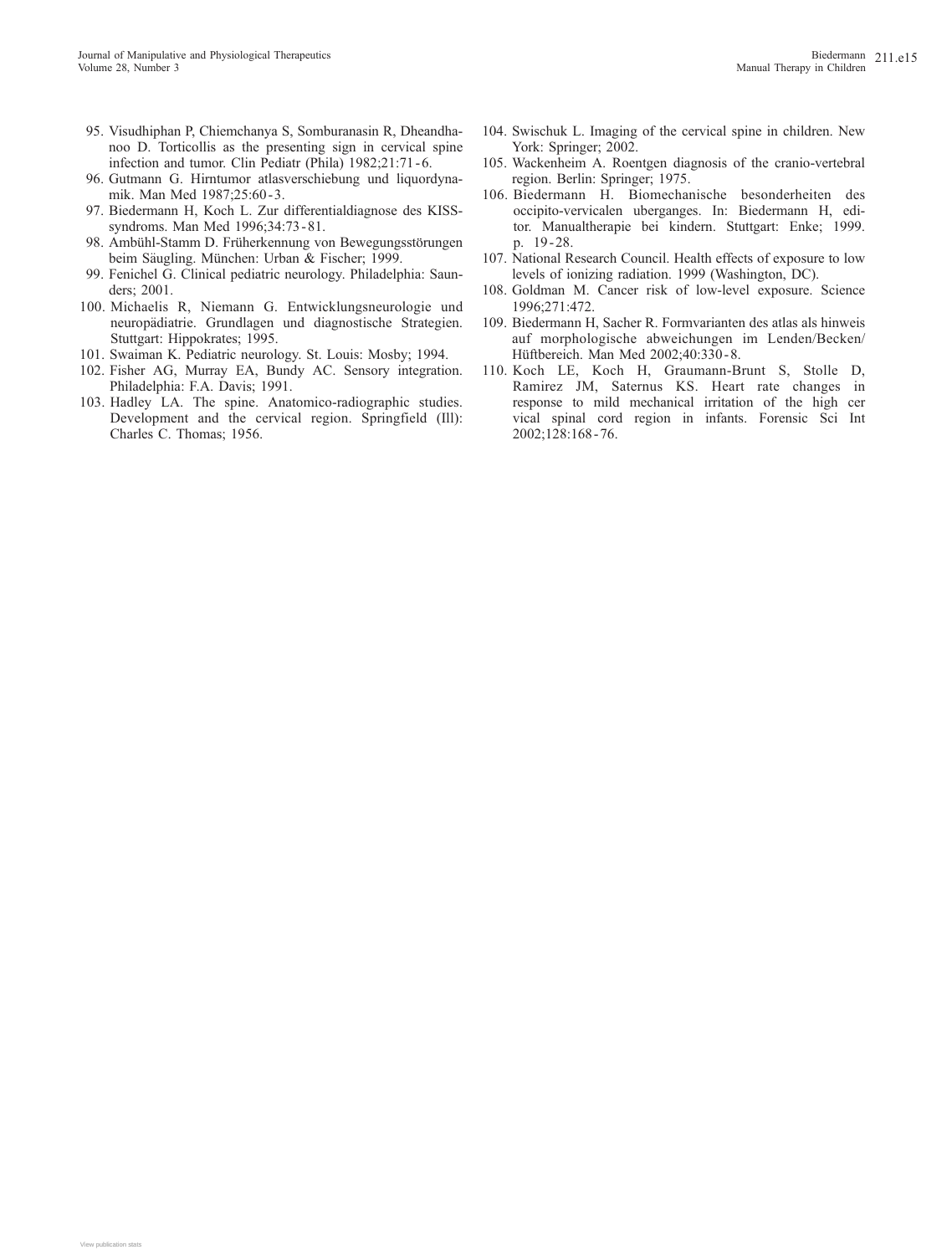95. Visudhiphan P, Chiemchanya S, Somburanasin R, Dheandhanoo D. Torticollis as the presenting sign in cervical spine infection and tumor. Clin Pediatr (Phila) 1982;21:71-6.
96. Gutmann G. Hirntumor atlasverschiebung und liquordynamik. Man Med 1987;25:60-3.
97. Biedermann H, Koch L. Zur differentialdiagnose des KISS-syndroms. Man Med 1996;34:73-81.
98. Ambühl-Stamm D. Früherkennung von Bewegungsstörungen beim Säugling. München: Urban & Fischer; 1999.
99. Fenichel G. Clinical pediatric neurology. Philadelphia: Saunders; 2001.
100. Michaelis R, Niemann G. Entwicklungsneurologie und neuropädiatrie. Grundlagen und diagnostische Strategien. Stuttgart: Hippokrates; 1995.
101. Swaiman K. Pediatric neurology. St. Louis: Mosby; 1994.
102. Fisher AG, Murray EA, Bundy AC. Sensory integration. Philadelphia: F.A. Davis; 1991.
103. Hadley LA. The spine. Anatomico-radiographic studies. Development and the cervical region. Springfield (Ill): Charles C. Thomas; 1956.
104. Swischuk L. Imaging of the cervical spine in children. New York: Springer; 2002.
105. Wackenheim A. Roentgen diagnosis of the cranio-vertebral region. Berlin: Springer; 1975.
106. Biedermann H. Biomechanische besonderheiten des occipito-vervicalen uberganges. In: Biedermann H, editor. Manualtherapie bei kindern. Stuttgart: Enke; 1999. p. 19-28.
107. National Research Council. Health effects of exposure to low levels of ionizing radiation. 1999 (Washington, DC).
108. Goldman M. Cancer risk of low-level exposure. Science 1996;271:472.
109. Biedermann H, Sacher R. Formvarianten des atlas als hinweis auf morphologische abweichungen im Lenden/Becken/Hüftbereich. Man Med 2002;40:330-8.
110. Koch LE, Koch H, Graumann-Brunt S, Stolle D, Ramirez JM, Saternus KS. Heart rate changes in response to mild mechanical irritation of the high cervical spinal cord region in infants. Forensic Sci Int 2002;128:168-76.